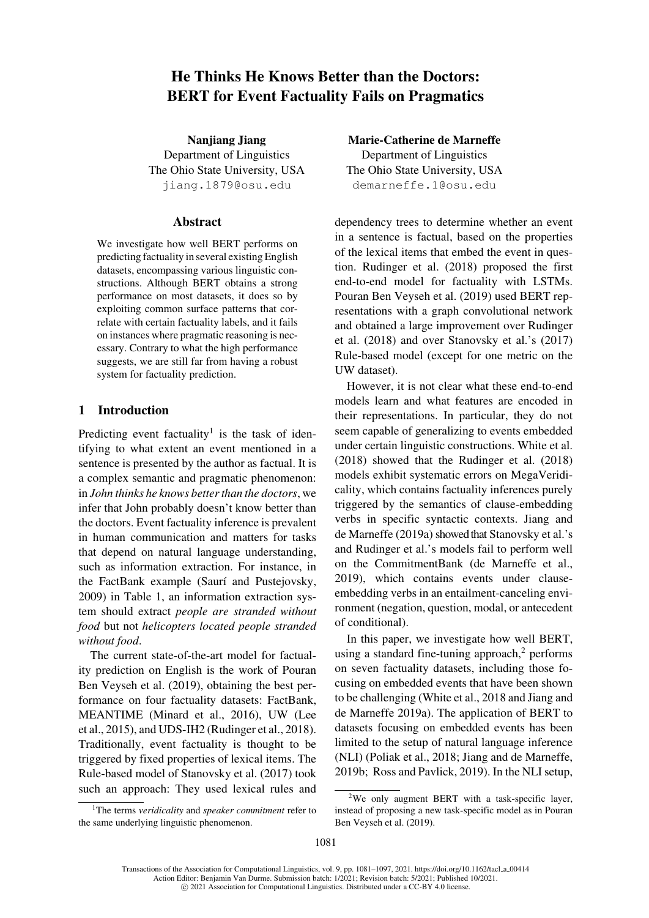# He Thinks He Knows Better than the Doctors: BERT for Event Factuality Fails on Pragmatics

**Nanjiang Jiang**
Department of Linguistics
The Ohio State University, USA
jiang.1879@osu.edu

**Marie-Catherine de Marneffe**
Department of Linguistics
The Ohio State University, USA
demarneffe.1@osu.edu

## Abstract

We investigate how well BERT performs on predicting factuality in several existing English datasets, encompassing various linguistic constructions. Although BERT obtains a strong performance on most datasets, it does so by exploiting common surface patterns that correlate with certain factuality labels, and it fails on instances where pragmatic reasoning is necessary. Contrary to what the high performance suggests, we are still far from having a robust system for factuality prediction.

## 1 Introduction

Predicting event factuality[1] is the task of identifying to what extent an event mentioned in a sentence is presented by the author as factual. It is a complex semantic and pragmatic phenomenon: in *John thinks he knows better than the doctors*, we infer that John probably doesn't know better than the doctors. Event factuality inference is prevalent in human communication and matters for tasks that depend on natural language understanding, such as information extraction. For instance, in the FactBank example (Saurí and Pustejovsky, 2009) in Table 1, an information extraction system should extract *people are stranded without food* but not *helicopters located people stranded without food*.

The current state-of-the-art model for factuality prediction on English is the work of Pouran Ben Veyseh et al. (2019), obtaining the best performance on four factuality datasets: FactBank, MEANTIME (Minard et al., 2016), UW (Lee et al., 2015), and UDS-IH2 (Rudinger et al., 2018). Traditionally, event factuality is thought to be triggered by fixed properties of lexical items. The Rule-based model of Stanovsky et al. (2017) took such an approach: They used lexical rules and dependency trees to determine whether an event in a sentence is factual, based on the properties of the lexical items that embed the event in question. Rudinger et al. (2018) proposed the first end-to-end model for factuality with LSTMs. Pouran Ben Veyseh et al. (2019) used BERT representations with a graph convolutional network and obtained a large improvement over Rudinger et al. (2018) and over Stanovsky et al.'s (2017) Rule-based model (except for one metric on the UW dataset).

However, it is not clear what these end-to-end models learn and what features are encoded in their representations. In particular, they do not seem capable of generalizing to events embedded under certain linguistic constructions. White et al. (2018) showed that the Rudinger et al. (2018) models exhibit systematic errors on MegaVeridicality, which contains factuality inferences purely triggered by the semantics of clause-embedding verbs in specific syntactic contexts. Jiang and de Marneffe (2019a) showed that Stanovsky et al.'s and Rudinger et al.'s models fail to perform well on the CommitmentBank (de Marneffe et al., 2019), which contains events under clause-embedding verbs in an entailment-canceling environment (negation, question, modal, or antecedent of conditional).

In this paper, we investigate how well BERT, using a standard fine-tuning approach,[2] performs on seven factuality datasets, including those focusing on embedded events that have been shown to be challenging (White et al., 2018 and Jiang and de Marneffe 2019a). The application of BERT to datasets focusing on embedded events has been limited to the setup of natural language inference (NLI) (Poliak et al., 2018; Jiang and de Marneffe, 2019b; Ross and Pavlick, 2019). In the NLI setup,

[1] The terms *veridicality* and *speaker commitment* refer to the same underlying linguistic phenomenon.

[2] We only augment BERT with a task-specific layer, instead of proposing a new task-specific model as in Pouran Ben Veyseh et al. (2019).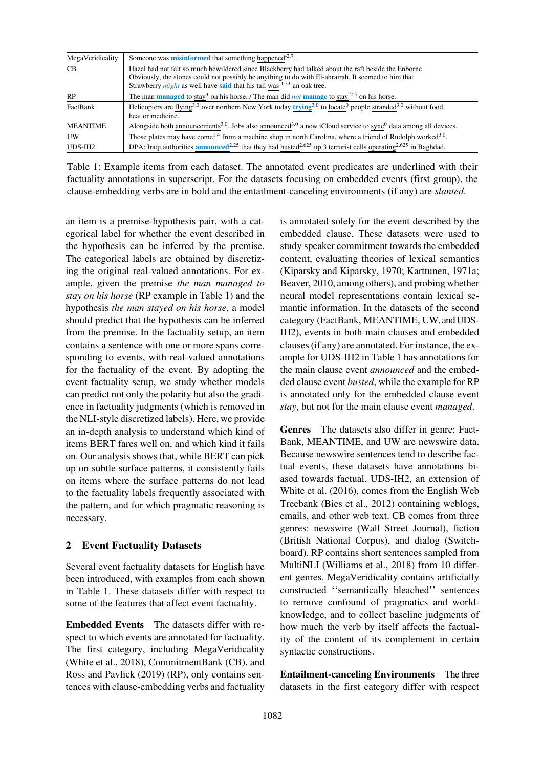| MegaVeridicality | Someone was **misinformed** that something happened$^{-2.7}$. |
|---|---|
| CB | Hazel had not felt so much bewildered since Blackberry had talked about the raft beside the Enborne. Obviously, the stones could not possibly be anything to do with El-ahrairah. It seemed to him that Strawberry *might* as well have **said** that his tail was$^{-1.33}$ an oak tree. |
| RP | The man **managed** to stay$^{3}$ on his horse. / The man did *not* **manage** to stay$^{-2.5}$ on his horse. |
| FactBank | Helicopters are flying$^{3.0}$ over northern New York today **trying**$^{3.0}$ to locate$^{0}$ people stranded$^{3.0}$ without food, heat or medicine. |
| MEANTIME | Alongside both announcements$^{3.0}$, Jobs also announced$^{3.0}$ a new iCloud service to sync$^{0}$ data among all devices. |
| UW | Those plates may have come$^{1.4}$ from a machine shop in north Carolina, where a friend of Rudolph worked$^{3.0}$. |
| UDS-IH2 | DPA: Iraqi authorities **announced**$^{2.25}$ that they had busted$^{2.625}$ up 3 terrorist cells operating$^{2.625}$ in Baghdad. |

Table 1: Example items from each dataset. The annotated event predicates are underlined with their factuality annotations in superscript. For the datasets focusing on embedded events (first group), the clause-embedding verbs are in bold and the entailment-canceling environments (if any) are *slanted*.

an item is a premise-hypothesis pair, with a categorical label for whether the event described in the hypothesis can be inferred by the premise. The categorical labels are obtained by discretizing the original real-valued annotations. For example, given the premise *the man managed to stay on his horse* (RP example in Table 1) and the hypothesis *the man stayed on his horse*, a model should predict that the hypothesis can be inferred from the premise. In the factuality setup, an item contains a sentence with one or more spans corresponding to events, with real-valued annotations for the factuality of the event. By adopting the event factuality setup, we study whether models can predict not only the polarity but also the gradience in factuality judgments (which is removed in the NLI-style discretized labels). Here, we provide an in-depth analysis to understand which kind of items BERT fares well on, and which kind it fails on. Our analysis shows that, while BERT can pick up on subtle surface patterns, it consistently fails on items where the surface patterns do not lead to the factuality labels frequently associated with the pattern, and for which pragmatic reasoning is necessary.

## 2 Event Factuality Datasets

Several event factuality datasets for English have been introduced, with examples from each shown in Table 1. These datasets differ with respect to some of the features that affect event factuality.

**Embedded Events** The datasets differ with respect to which events are annotated for factuality. The first category, including MegaVeridicality (White et al., 2018), CommitmentBank (CB), and Ross and Pavlick (2019) (RP), only contains sentences with clause-embedding verbs and factuality is annotated solely for the event described by the embedded clause. These datasets were used to study speaker commitment towards the embedded content, evaluating theories of lexical semantics (Kiparsky and Kiparsky, 1970; Karttunen, 1971a; Beaver, 2010, among others), and probing whether neural model representations contain lexical semantic information. In the datasets of the second category (FactBank, MEANTIME, UW, and UDS-IH2), events in both main clauses and embedded clauses (if any) are annotated. For instance, the example for UDS-IH2 in Table 1 has annotations for the main clause event *announced* and the embedded clause event *busted*, while the example for RP is annotated only for the embedded clause event *stay*, but not for the main clause event *managed*.

**Genres** The datasets also differ in genre: FactBank, MEANTIME, and UW are newswire data. Because newswire sentences tend to describe factual events, these datasets have annotations biased towards factual. UDS-IH2, an extension of White et al. (2016), comes from the English Web Treebank (Bies et al., 2012) containing weblogs, emails, and other web text. CB comes from three genres: newswire (Wall Street Journal), fiction (British National Corpus), and dialog (Switchboard). RP contains short sentences sampled from MultiNLI (Williams et al., 2018) from 10 different genres. MegaVeridicality contains artificially constructed ''semantically bleached'' sentences to remove confound of pragmatics and world-knowledge, and to collect baseline judgments of how much the verb by itself affects the factuality of the content of its complement in certain syntactic constructions.

**Entailment-canceling Environments** The three datasets in the first category differ with respect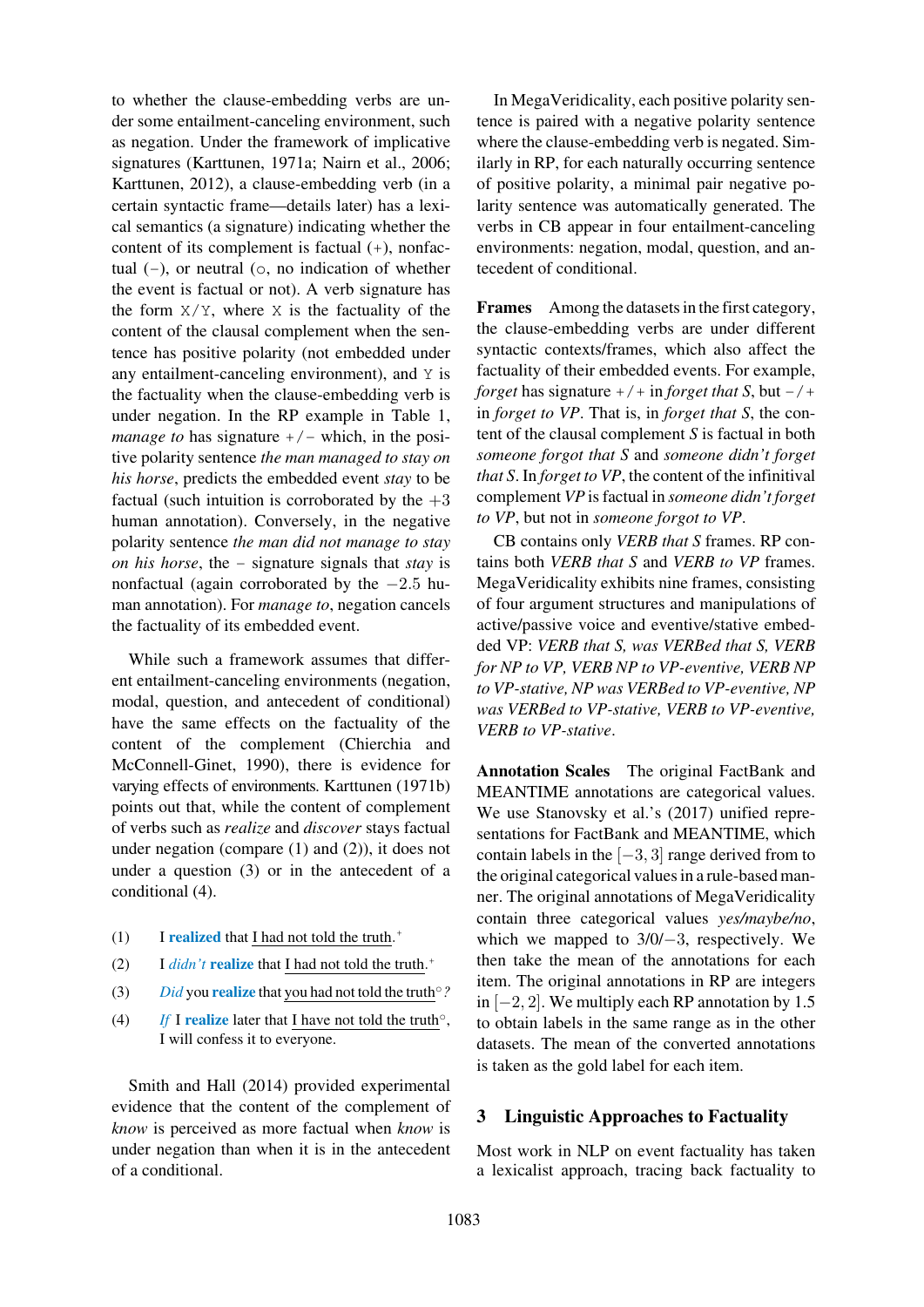to whether the clause-embedding verbs are under some entailment-canceling environment, such as negation. Under the framework of implicative signatures (Karttunen, 1971a; Nairn et al., 2006; Karttunen, 2012), a clause-embedding verb (in a certain syntactic frame—details later) has a lexical semantics (a signature) indicating whether the content of its complement is factual (+), nonfactual (−), or neutral (∘, no indication of whether the event is factual or not). A verb signature has the form X/Y, where X is the factuality of the content of the clausal complement when the sentence has positive polarity (not embedded under any entailment-canceling environment), and Y is the factuality when the clause-embedding verb is under negation. In the RP example in Table 1, *manage to* has signature +/− which, in the positive polarity sentence *the man managed to stay on his horse*, predicts the embedded event *stay* to be factual (such intuition is corroborated by the $+3$ human annotation). Conversely, in the negative polarity sentence *the man did not manage to stay on his horse*, the − signature signals that *stay* is nonfactual (again corroborated by the $-2.5$ human annotation). For *manage to*, negation cancels the factuality of its embedded event.

While such a framework assumes that different entailment-canceling environments (negation, modal, question, and antecedent of conditional) have the same effects on the factuality of the content of the complement (Chierchia and McConnell-Ginet, 1990), there is evidence for varying effects of environments. Karttunen (1971b) points out that, while the content of complement of verbs such as *realize* and *discover* stays factual under negation (compare (1) and (2)), it does not under a question (3) or in the antecedent of a conditional (4).

(1) I **realized** that I had not told the truth.[+]

(2) I *didn't* **realize** that I had not told the truth.[+]

(3) *Did* you **realize** that you had not told the truth[∘]?

(4) *If* I **realize** later that I have not told the truth[∘], I will confess it to everyone.

Smith and Hall (2014) provided experimental evidence that the content of the complement of *know* is perceived as more factual when *know* is under negation than when it is in the antecedent of a conditional.

In MegaVeridicality, each positive polarity sentence is paired with a negative polarity sentence where the clause-embedding verb is negated. Similarly in RP, for each naturally occurring sentence of positive polarity, a minimal pair negative polarity sentence was automatically generated. The verbs in CB appear in four entailment-canceling environments: negation, modal, question, and antecedent of conditional.

**Frames** Among the datasets in the first category, the clause-embedding verbs are under different syntactic contexts/frames, which also affect the factuality of their embedded events. For example, *forget* has signature +/+ in *forget that S*, but −/+ in *forget to VP*. That is, in *forget that S*, the content of the clausal complement *S* is factual in both *someone forgot that S* and *someone didn't forget that S*. In *forget to VP*, the content of the infinitival complement *VP* is factual in *someone didn't forget to VP*, but not in *someone forgot to VP*.

CB contains only *VERB that S* frames. RP contains both *VERB that S* and *VERB to VP* frames. MegaVeridicality exhibits nine frames, consisting of four argument structures and manipulations of active/passive voice and eventive/stative embedded VP: *VERB that S, was VERBed that S, VERB for NP to VP, VERB NP to VP-eventive, VERB NP to VP-stative, NP was VERBed to VP-eventive, NP was VERBed to VP-stative, VERB to VP-eventive, VERB to VP-stative*.

**Annotation Scales** The original FactBank and MEANTIME annotations are categorical values. We use Stanovsky et al.'s (2017) unified representations for FactBank and MEANTIME, which contain labels in the $[-3, 3]$ range derived from to the original categorical values in a rule-based manner. The original annotations of MegaVeridicality contain three categorical values *yes/maybe/no*, which we mapped to $3/0/-3$, respectively. We then take the mean of the annotations for each item. The original annotations in RP are integers in $[-2, 2]$. We multiply each RP annotation by 1.5 to obtain labels in the same range as in the other datasets. The mean of the converted annotations is taken as the gold label for each item.

## 3 Linguistic Approaches to Factuality

Most work in NLP on event factuality has taken a lexicalist approach, tracing back factuality to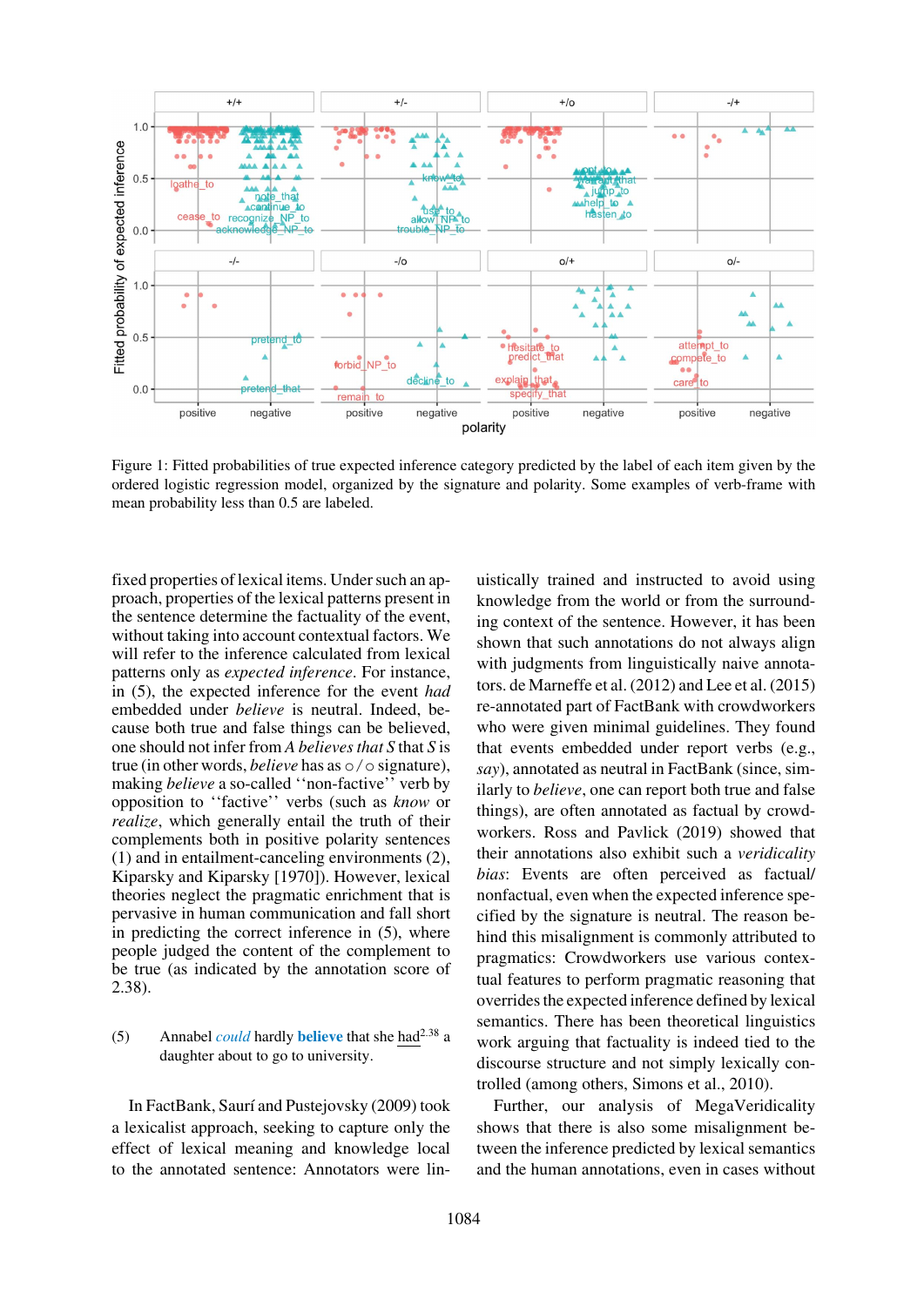Figure 1: Fitted probabilities of true expected inference category predicted by the label of each item given by the ordered logistic regression model, organized by the signature and polarity. Some examples of verb-frame with mean probability less than 0.5 are labeled.

fixed properties of lexical items. Under such an approach, properties of the lexical patterns present in the sentence determine the factuality of the event, without taking into account contextual factors. We will refer to the inference calculated from lexical patterns only as *expected inference*. For instance, in (5), the expected inference for the event *had* embedded under *believe* is neutral. Indeed, because both true and false things can be believed, one should not infer from *A believes that S* that *S* is true (in other words, *believe* has as ∘/∘ signature), making *believe* a so-called ''non-factive'' verb by opposition to ''factive'' verbs (such as *know* or *realize*, which generally entail the truth of their complements both in positive polarity sentences (1) and in entailment-canceling environments (2), Kiparsky and Kiparsky [1970]). However, lexical theories neglect the pragmatic enrichment that is pervasive in human communication and fall short in predicting the correct inference in (5), where people judged the content of the complement to be true (as indicated by the annotation score of 2.38).

(5) Annabel *could* hardly **believe** that she had[2.38] a daughter about to go to university.

In FactBank, Saurí and Pustejovsky (2009) took a lexicalist approach, seeking to capture only the effect of lexical meaning and knowledge local to the annotated sentence: Annotators were linguistically trained and instructed to avoid using knowledge from the world or from the surrounding context of the sentence. However, it has been shown that such annotations do not always align with judgments from linguistically naive annotators. de Marneffe et al. (2012) and Lee et al. (2015) re-annotated part of FactBank with crowdworkers who were given minimal guidelines. They found that events embedded under report verbs (e.g., *say*), annotated as neutral in FactBank (since, similarly to *believe*, one can report both true and false things), are often annotated as factual by crowdworkers. Ross and Pavlick (2019) showed that their annotations also exhibit such a *veridicality bias*: Events are often perceived as factual/nonfactual, even when the expected inference specified by the signature is neutral. The reason behind this misalignment is commonly attributed to pragmatics: Crowdworkers use various contextual features to perform pragmatic reasoning that overrides the expected inference defined by lexical semantics. There has been theoretical linguistics work arguing that factuality is indeed tied to the discourse structure and not simply lexically controlled (among others, Simons et al., 2010).

Further, our analysis of MegaVeridicality shows that there is also some misalignment between the inference predicted by lexical semantics and the human annotations, even in cases without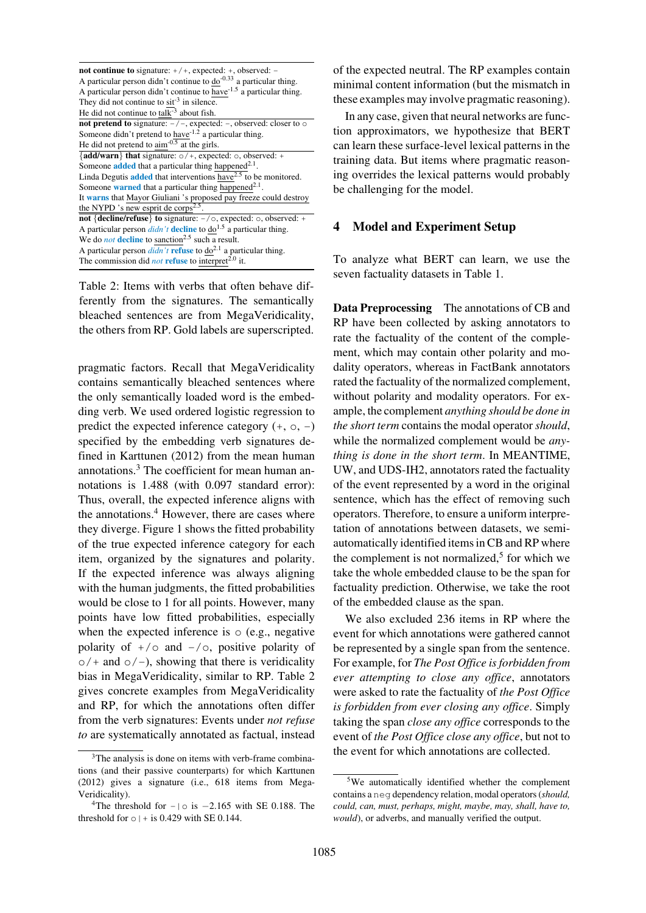**not continue to** signature: +/+, expected: +, observed: −
A particular person didn't continue to do$^{-0.33}$ a particular thing.
A particular person didn't continue to have$^{-1.5}$ a particular thing.
They did not continue to sit$^{-3}$ in silence.
He did not continue to talk$^{-3}$ about fish.

**not pretend to** signature: −/−, expected: −, observed: closer to ○
Someone didn't pretend to have$^{-1.2}$ a particular thing.
He did not pretend to aim$^{-0.5}$ at the girls.

{**add/warn**} **that** signature: ○/+, expected: ○, observed: +
Someone **added** that a particular thing happened$^{2.1}$.
Linda Degutis **added** that interventions have$^{2.5}$ to be monitored.
Someone **warned** that a particular thing happened$^{2.1}$.
It **warns** that Mayor Giuliani 's proposed pay freeze could destroy the NYPD 's new esprit de corps$^{2.5}$.

**not** {**decline/refuse**} **to** signature: −/○, expected: ○, observed: +
A particular person *didn't* **decline** to do$^{1.5}$ a particular thing.
We do *not* **decline** to sanction$^{2.5}$ such a result.
A particular person *didn't* **refuse** to do$^{2.1}$ a particular thing.
The commission did *not* **refuse** to interpret$^{2.0}$ it.

Table 2: Items with verbs that often behave differently from the signatures. The semantically bleached sentences are from MegaVeridicality, the others from RP. Gold labels are superscripted.

pragmatic factors. Recall that MegaVeridicality contains semantically bleached sentences where the only semantically loaded word is the embedding verb. We used ordered logistic regression to predict the expected inference category (+, ○, −) specified by the embedding verb signatures defined in Karttunen (2012) from the mean human annotations.[3] The coefficient for mean human annotations is 1.488 (with 0.097 standard error): Thus, overall, the expected inference aligns with the annotations.[4] However, there are cases where they diverge. Figure 1 shows the fitted probability of the true expected inference category for each item, organized by the signatures and polarity. If the expected inference was always aligning with the human judgments, the fitted probabilities would be close to 1 for all points. However, many points have low fitted probabilities, especially when the expected inference is ○ (e.g., negative polarity of +/○ and −/○, positive polarity of ○/+ and ○/−), showing that there is veridicality bias in MegaVeridicality, similar to RP. Table 2 gives concrete examples from MegaVeridicality and RP, for which the annotations often differ from the verb signatures: Events under *not refuse to* are systematically annotated as factual, instead of the expected neutral. The RP examples contain minimal content information (but the mismatch in these examples may involve pragmatic reasoning).

In any case, given that neural networks are function approximators, we hypothesize that BERT can learn these surface-level lexical patterns in the training data. But items where pragmatic reasoning overrides the lexical patterns would probably be challenging for the model.

## 4 Model and Experiment Setup

To analyze what BERT can learn, we use the seven factuality datasets in Table 1.

**Data Preprocessing** The annotations of CB and RP have been collected by asking annotators to rate the factuality of the content of the complement, which may contain other polarity and modality operators, whereas in FactBank annotators rated the factuality of the normalized complement, without polarity and modality operators. For example, the complement *anything should be done in the short term* contains the modal operator *should*, while the normalized complement would be *anything is done in the short term*. In MEANTIME, UW, and UDS-IH2, annotators rated the factuality of the event represented by a word in the original sentence, which has the effect of removing such operators. Therefore, to ensure a uniform interpretation of annotations between datasets, we semi-automatically identified items in CB and RP where the complement is not normalized,[5] for which we take the whole embedded clause to be the span for factuality prediction. Otherwise, we take the root of the embedded clause as the span.

We also excluded 236 items in RP where the event for which annotations were gathered cannot be represented by a single span from the sentence. For example, for *The Post Office is forbidden from ever attempting to close any office*, annotators were asked to rate the factuality of *the Post Office is forbidden from ever closing any office*. Simply taking the span *close any office* corresponds to the event of *the Post Office close any office*, but not to the event for which annotations are collected.

[3] The analysis is done on items with verb-frame combinations (and their passive counterparts) for which Karttunen (2012) gives a signature (i.e., 618 items from MegaVeridicality).

[4] The threshold for − | ○ is −2.165 with SE 0.188. The threshold for ○ | + is 0.429 with SE 0.144.

[5] We automatically identified whether the complement contains a `neg` dependency relation, modal operators (*should, could, can, must, perhaps, might, maybe, may, shall, have to, would*), or adverbs, and manually verified the output.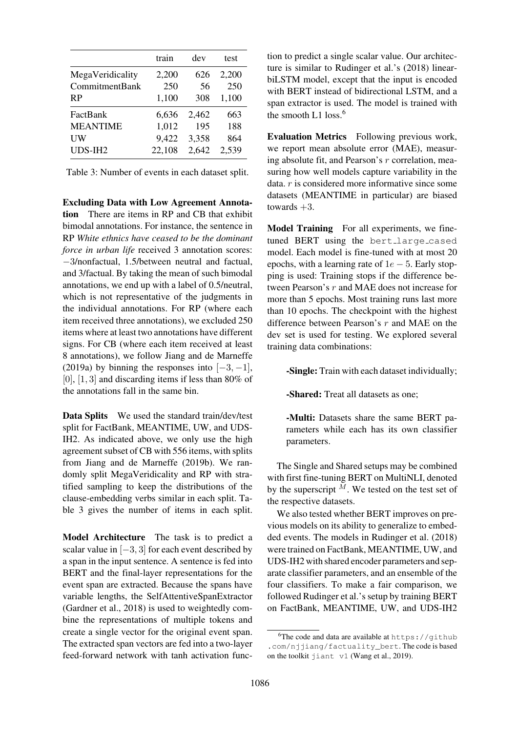| | train | dev | test |
|---|---|---|---|
| MegaVeridicality | 2,200 | 626 | 2,200 |
| CommitmentBank | 250 | 56 | 250 |
| RP | 1,100 | 308 | 1,100 |
| FactBank | 6,636 | 2,462 | 663 |
| MEANTIME | 1,012 | 195 | 188 |
| UW | 9,422 | 3,358 | 864 |
| UDS-IH2 | 22,108 | 2,642 | 2,539 |

Table 3: Number of events in each dataset split.

**Excluding Data with Low Agreement Annotation** There are items in RP and CB that exhibit bimodal annotations. For instance, the sentence in RP *White ethnics have ceased to be the dominant force in urban life* received 3 annotation scores: $-3$/nonfactual, 1.5/between neutral and factual, and 3/factual. By taking the mean of such bimodal annotations, we end up with a label of 0.5/neutral, which is not representative of the judgments in the individual annotations. For RP (where each item received three annotations), we excluded 250 items where at least two annotations have different signs. For CB (where each item received at least 8 annotations), we follow Jiang and de Marneffe (2019a) by binning the responses into $[-3, -1]$, $[0]$, $[1, 3]$ and discarding items if less than 80% of the annotations fall in the same bin.

**Data Splits** We used the standard train/dev/test split for FactBank, MEANTIME, UW, and UDS-IH2. As indicated above, we only use the high agreement subset of CB with 556 items, with splits from Jiang and de Marneffe (2019b). We randomly split MegaVeridicality and RP with stratified sampling to keep the distributions of the clause-embedding verbs similar in each split. Table 3 gives the number of items in each split.

**Model Architecture** The task is to predict a scalar value in $[-3, 3]$ for each event described by a span in the input sentence. A sentence is fed into BERT and the final-layer representations for the event span are extracted. Because the spans have variable lengths, the SelfAttentiveSpanExtractor (Gardner et al., 2018) is used to weightedly combine the representations of multiple tokens and create a single vector for the original event span. The extracted span vectors are fed into a two-layer feed-forward network with tanh activation function to predict a single scalar value. Our architecture is similar to Rudinger et al.'s (2018) linear-biLSTM model, except that the input is encoded with BERT instead of bidirectional LSTM, and a span extractor is used. The model is trained with the smooth L1 loss.[6]

**Evaluation Metrics** Following previous work, we report mean absolute error (MAE), measuring absolute fit, and Pearson's $r$ correlation, measuring how well models capture variability in the data. $r$ is considered more informative since some datasets (MEANTIME in particular) are biased towards $+3$.

**Model Training** For all experiments, we fine-tuned BERT using the `bert_large_cased` model. Each model is fine-tuned with at most 20 epochs, with a learning rate of $1e-5$. Early stopping is used: Training stops if the difference between Pearson's $r$ and MAE does not increase for more than 5 epochs. Most training runs last more than 10 epochs. The checkpoint with the highest difference between Pearson's $r$ and MAE on the dev set is used for testing. We explored several training data combinations:

**-Single:** Train with each dataset individually;

**-Shared:** Treat all datasets as one;

**-Multi:** Datasets share the same BERT parameters while each has its own classifier parameters.

The Single and Shared setups may be combined with first fine-tuning BERT on MultiNLI, denoted by the superscript $^M$. We tested on the test set of the respective datasets.

We also tested whether BERT improves on previous models on its ability to generalize to embedded events. The models in Rudinger et al. (2018) were trained on FactBank, MEANTIME, UW, and UDS-IH2 with shared encoder parameters and separate classifier parameters, and an ensemble of the four classifiers. To make a fair comparison, we followed Rudinger et al.'s setup by training BERT on FactBank, MEANTIME, UW, and UDS-IH2

[6] The code and data are available at `https://github.com/njjiang/factuality_bert`. The code is based on the toolkit `jiant v1` (Wang et al., 2019).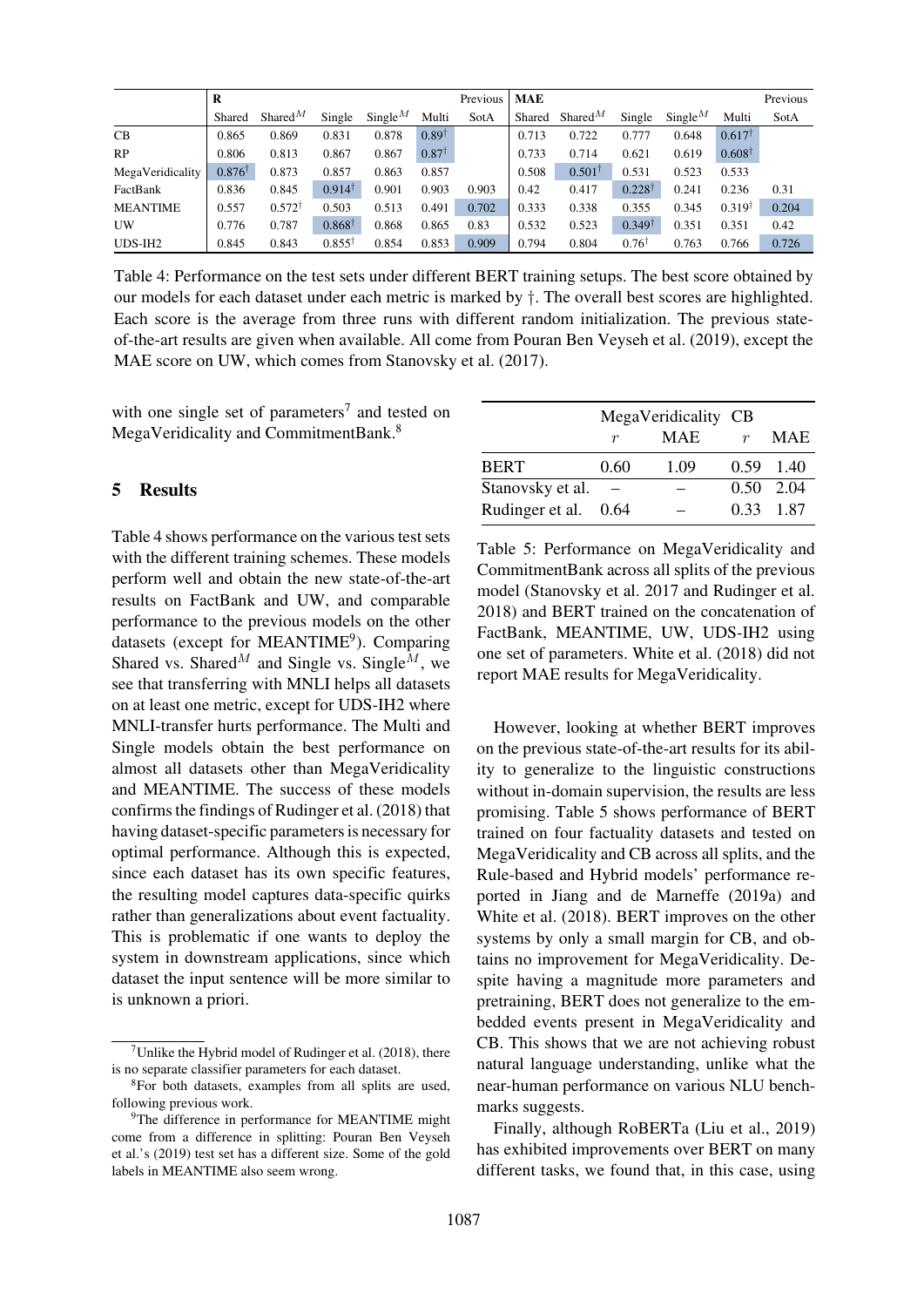|  | R |  |  |  |  | Previous | MAE |  |  |  |  | Previous |
|---|---|---|---|---|---|---|---|---|---|---|---|---|
|  | Shared | Shared$^M$ | Single | Single$^M$ | Multi | SotA | Shared | Shared$^M$ | Single | Single$^M$ | Multi | SotA |
| CB | 0.865 | 0.869 | 0.831 | 0.878 | **0.89**† |  | 0.713 | 0.722 | 0.777 | 0.648 | **0.617**† |  |
| RP | 0.806 | 0.813 | 0.867 | 0.867 | **0.87**† |  | 0.733 | 0.714 | 0.621 | 0.619 | **0.608**† |  |
| MegaVeridicality | **0.876**† | 0.873 | 0.857 | 0.863 | 0.857 |  | 0.508 | **0.501**† | 0.531 | 0.523 | 0.533 |  |
| FactBank | 0.836 | 0.845 | **0.914**† | 0.901 | 0.903 | 0.903 | 0.42 | 0.417 | **0.228**† | 0.241 | 0.236 | 0.31 |
| MEANTIME | 0.557 | 0.572† | 0.503 | 0.513 | 0.491 | **0.702** | 0.333 | 0.338 | 0.355 | 0.345 | 0.319† | **0.204** |
| UW | 0.776 | 0.787 | **0.868**† | 0.868 | 0.865 | 0.83 | 0.532 | 0.523 | **0.349**† | 0.351 | 0.351 | 0.42 |
| UDS-IH2 | 0.845 | 0.843 | 0.855† | 0.854 | 0.853 | **0.909** | 0.794 | 0.804 | 0.76† | 0.763 | 0.766 | **0.726** |

Table 4: Performance on the test sets under different BERT training setups. The best score obtained by our models for each dataset under each metric is marked by †. The overall best scores are highlighted. Each score is the average from three runs with different random initialization. The previous state-of-the-art results are given when available. All come from Pouran Ben Veyseh et al. (2019), except the MAE score on UW, which comes from Stanovsky et al. (2017).

with one single set of parameters[7] and tested on MegaVeridicality and CommitmentBank.[8]

## 5 Results

Table 4 shows performance on the various test sets with the different training schemes. These models perform well and obtain the new state-of-the-art results on FactBank and UW, and comparable performance to the previous models on the other datasets (except for MEANTIME[9]). Comparing Shared vs. Shared$^M$ and Single vs. Single$^M$, we see that transferring with MNLI helps all datasets on at least one metric, except for UDS-IH2 where MNLI-transfer hurts performance. The Multi and Single models obtain the best performance on almost all datasets other than MegaVeridicality and MEANTIME. The success of these models confirms the findings of Rudinger et al. (2018) that having dataset-specific parameters is necessary for optimal performance. Although this is expected, since each dataset has its own specific features, the resulting model captures data-specific quirks rather than generalizations about event factuality. This is problematic if one wants to deploy the system in downstream applications, since which dataset the input sentence will be more similar to is unknown a priori.

|  | MegaVeridicality |  | CB |  |
|---|---|---|---|---|
|  | $r$ | MAE | $r$ | MAE |
| BERT | 0.60 | 1.09 | 0.59 | 1.40 |
| Stanovsky et al. | – | – | 0.50 | 2.04 |
| Rudinger et al. | 0.64 | – | 0.33 | 1.87 |

Table 5: Performance on MegaVeridicality and CommitmentBank across all splits of the previous model (Stanovsky et al. 2017 and Rudinger et al. 2018) and BERT trained on the concatenation of FactBank, MEANTIME, UW, UDS-IH2 using one set of parameters. White et al. (2018) did not report MAE results for MegaVeridicality.

However, looking at whether BERT improves on the previous state-of-the-art results for its ability to generalize to the linguistic constructions without in-domain supervision, the results are less promising. Table 5 shows performance of BERT trained on four factuality datasets and tested on MegaVeridicality and CB across all splits, and the Rule-based and Hybrid models' performance reported in Jiang and de Marneffe (2019a) and White et al. (2018). BERT improves on the other systems by only a small margin for CB, and obtains no improvement for MegaVeridicality. Despite having a magnitude more parameters and pretraining, BERT does not generalize to the embedded events present in MegaVeridicality and CB. This shows that we are not achieving robust natural language understanding, unlike what the near-human performance on various NLU benchmarks suggests.

Finally, although RoBERTa (Liu et al., 2019) has exhibited improvements over BERT on many different tasks, we found that, in this case, using

[7] Unlike the Hybrid model of Rudinger et al. (2018), there is no separate classifier parameters for each dataset.

[8] For both datasets, examples from all splits are used, following previous work.

[9] The difference in performance for MEANTIME might come from a difference in splitting: Pouran Ben Veyseh et al.'s (2019) test set has a different size. Some of the gold labels in MEANTIME also seem wrong.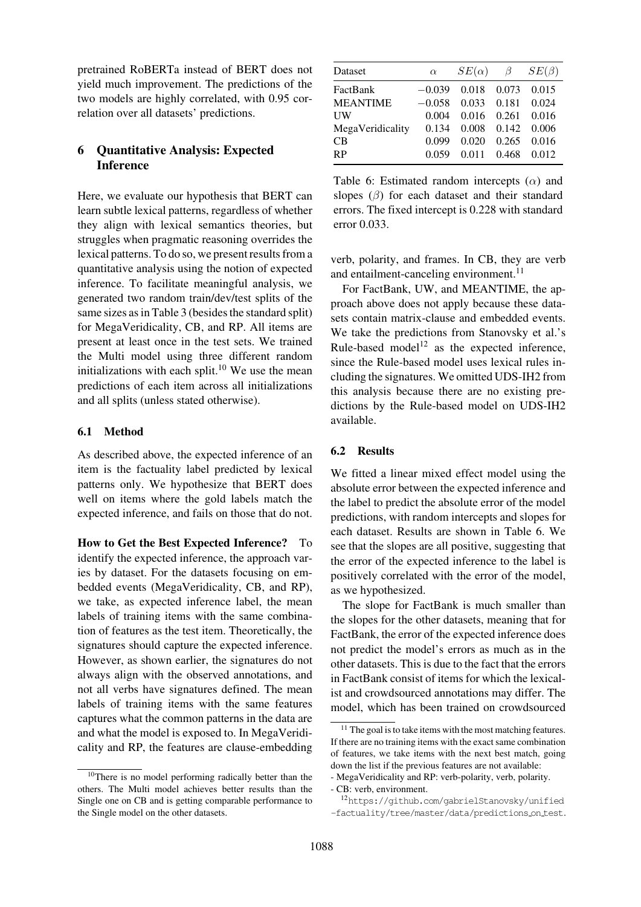pretrained RoBERTa instead of BERT does not yield much improvement. The predictions of the two models are highly correlated, with 0.95 correlation over all datasets' predictions.

## 6 Quantitative Analysis: Expected Inference

Here, we evaluate our hypothesis that BERT can learn subtle lexical patterns, regardless of whether they align with lexical semantics theories, but struggles when pragmatic reasoning overrides the lexical patterns. To do so, we present results from a quantitative analysis using the notion of expected inference. To facilitate meaningful analysis, we generated two random train/dev/test splits of the same sizes as in Table 3 (besides the standard split) for MegaVeridicality, CB, and RP. All items are present at least once in the test sets. We trained the Multi model using three different random initializations with each split.[10] We use the mean predictions of each item across all initializations and all splits (unless stated otherwise).

### 6.1 Method

As described above, the expected inference of an item is the factuality label predicted by lexical patterns only. We hypothesize that BERT does well on items where the gold labels match the expected inference, and fails on those that do not.

**How to Get the Best Expected Inference?** To identify the expected inference, the approach varies by dataset. For the datasets focusing on embedded events (MegaVeridicality, CB, and RP), we take, as expected inference label, the mean labels of training items with the same combination of features as the test item. Theoretically, the signatures should capture the expected inference. However, as shown earlier, the signatures do not always align with the observed annotations, and not all verbs have signatures defined. The mean labels of training items with the same features captures what the common patterns in the data are and what the model is exposed to. In MegaVeridicality and RP, the features are clause-embedding verb, polarity, and frames. In CB, they are verb and entailment-canceling environment.[11]

For FactBank, UW, and MEANTIME, the approach above does not apply because these datasets contain matrix-clause and embedded events. We take the predictions from Stanovsky et al.'s Rule-based model[12] as the expected inference, since the Rule-based model uses lexical rules including the signatures. We omitted UDS-IH2 from this analysis because there are no existing predictions by the Rule-based model on UDS-IH2 available.

| Dataset | $\alpha$ | $SE(\alpha)$ | $\beta$ | $SE(\beta)$ |
|---|---|---|---|---|
| FactBank | $-0.039$ | 0.018 | 0.073 | 0.015 |
| MEANTIME | $-0.058$ | 0.033 | 0.181 | 0.024 |
| UW | 0.004 | 0.016 | 0.261 | 0.016 |
| MegaVeridicality | 0.134 | 0.008 | 0.142 | 0.006 |
| CB | 0.099 | 0.020 | 0.265 | 0.016 |
| RP | 0.059 | 0.011 | 0.468 | 0.012 |

Table 6: Estimated random intercepts ($\alpha$) and slopes ($\beta$) for each dataset and their standard errors. The fixed intercept is 0.228 with standard error 0.033.

### 6.2 Results

We fitted a linear mixed effect model using the absolute error between the expected inference and the label to predict the absolute error of the model predictions, with random intercepts and slopes for each dataset. Results are shown in Table 6. We see that the slopes are all positive, suggesting that the error of the expected inference to the label is positively correlated with the error of the model, as we hypothesized.

The slope for FactBank is much smaller than the slopes for the other datasets, meaning that for FactBank, the error of the expected inference does not predict the model's errors as much as in the other datasets. This is due to the fact that the errors in FactBank consist of items for which the lexicalist and crowdsourced annotations may differ. The model, which has been trained on crowdsourced

[10]There is no model performing radically better than the others. The Multi model achieves better results than the Single one on CB and is getting comparable performance to the Single model on the other datasets.

[11] The goal is to take items with the most matching features. If there are no training items with the exact same combination of features, we take items with the next best match, going down the list if the previous features are not available:
- MegaVeridicality and RP: verb-polarity, verb, polarity.
- CB: verb, environment.

[12]https://github.com/gabrielStanovsky/unified-factuality/tree/master/data/predictions_on_test.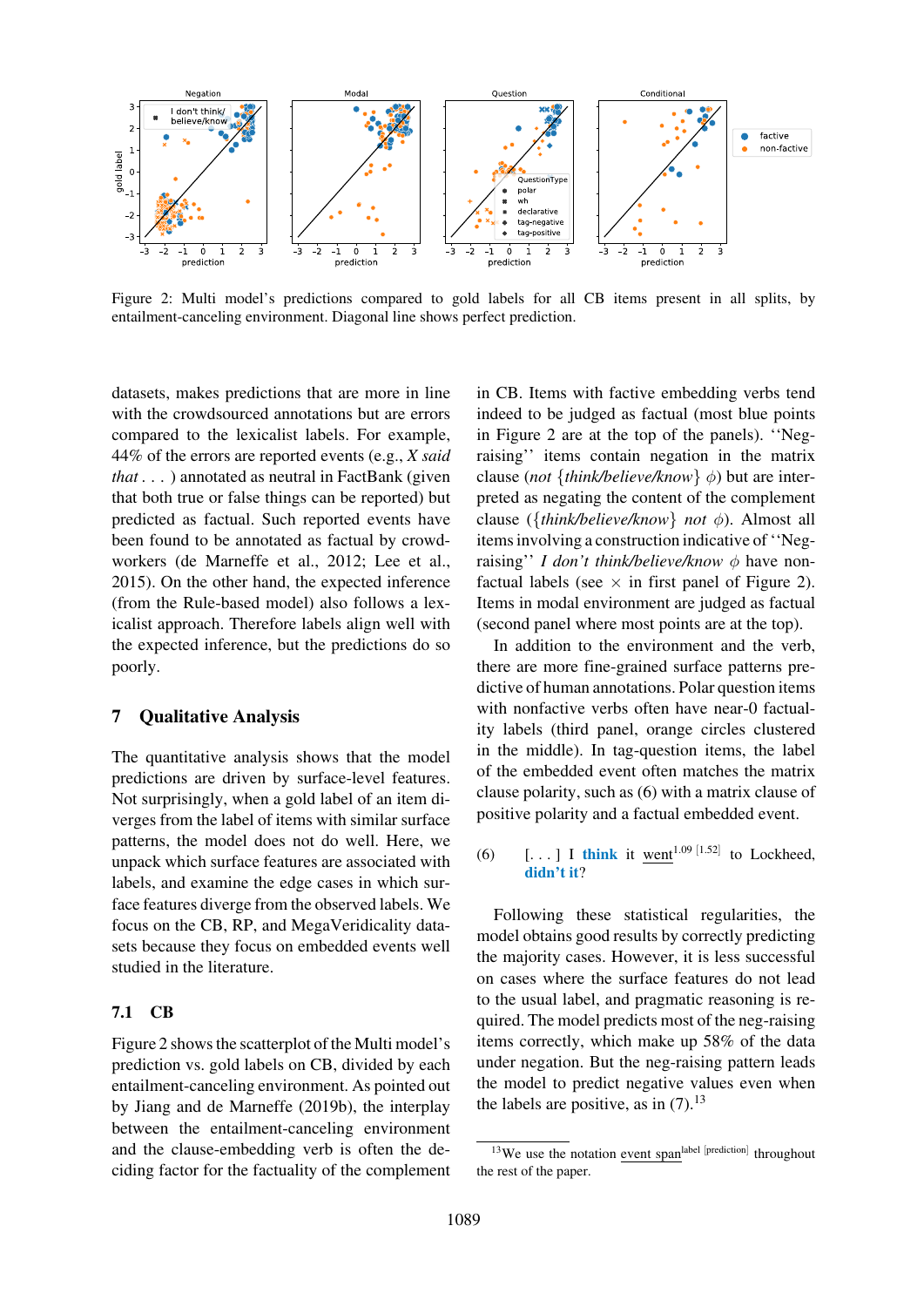Figure 2: Multi model's predictions compared to gold labels for all CB items present in all splits, by entailment-canceling environment. Diagonal line shows perfect prediction.

datasets, makes predictions that are more in line with the crowdsourced annotations but are errors compared to the lexicalist labels. For example, 44% of the errors are reported events (e.g., *X said that . . .* ) annotated as neutral in FactBank (given that both true or false things can be reported) but predicted as factual. Such reported events have been found to be annotated as factual by crowdworkers (de Marneffe et al., 2012; Lee et al., 2015). On the other hand, the expected inference (from the Rule-based model) also follows a lexicalist approach. Therefore labels align well with the expected inference, but the predictions do so poorly.

## 7 Qualitative Analysis

The quantitative analysis shows that the model predictions are driven by surface-level features. Not surprisingly, when a gold label of an item diverges from the label of items with similar surface patterns, the model does not do well. Here, we unpack which surface features are associated with labels, and examine the edge cases in which surface features diverge from the observed labels. We focus on the CB, RP, and MegaVeridicality datasets because they focus on embedded events well studied in the literature.

### 7.1 CB

Figure 2 shows the scatterplot of the Multi model's prediction vs. gold labels on CB, divided by each entailment-canceling environment. As pointed out by Jiang and de Marneffe (2019b), the interplay between the entailment-canceling environment and the clause-embedding verb is often the deciding factor for the factuality of the complement in CB. Items with factive embedding verbs tend indeed to be judged as factual (most blue points in Figure 2 are at the top of the panels). ''Neg-raising'' items contain negation in the matrix clause (*not* {*think/believe/know*} $\phi$) but are interpreted as negating the content of the complement clause ({*think/believe/know*} *not* $\phi$). Almost all items involving a construction indicative of ''Neg-raising'' *I don't think/believe/know* $\phi$ have non-factual labels (see $\times$ in first panel of Figure 2). Items in modal environment are judged as factual (second panel where most points are at the top).

In addition to the environment and the verb, there are more fine-grained surface patterns predictive of human annotations. Polar question items with nonfactive verbs often have near-0 factuality labels (third panel, orange circles clustered in the middle). In tag-question items, the label of the embedded event often matches the matrix clause polarity, such as (6) with a matrix clause of positive polarity and a factual embedded event.

(6) [. . . ] I **think** it went[1.09 [1.52]] to Lockheed, **didn't it**?

Following these statistical regularities, the model obtains good results by correctly predicting the majority cases. However, it is less successful on cases where the surface features do not lead to the usual label, and pragmatic reasoning is required. The model predicts most of the neg-raising items correctly, which make up 58% of the data under negation. But the neg-raising pattern leads the model to predict negative values even when the labels are positive, as in (7).[13]

[13] We use the notation event span[label [prediction]] throughout the rest of the paper.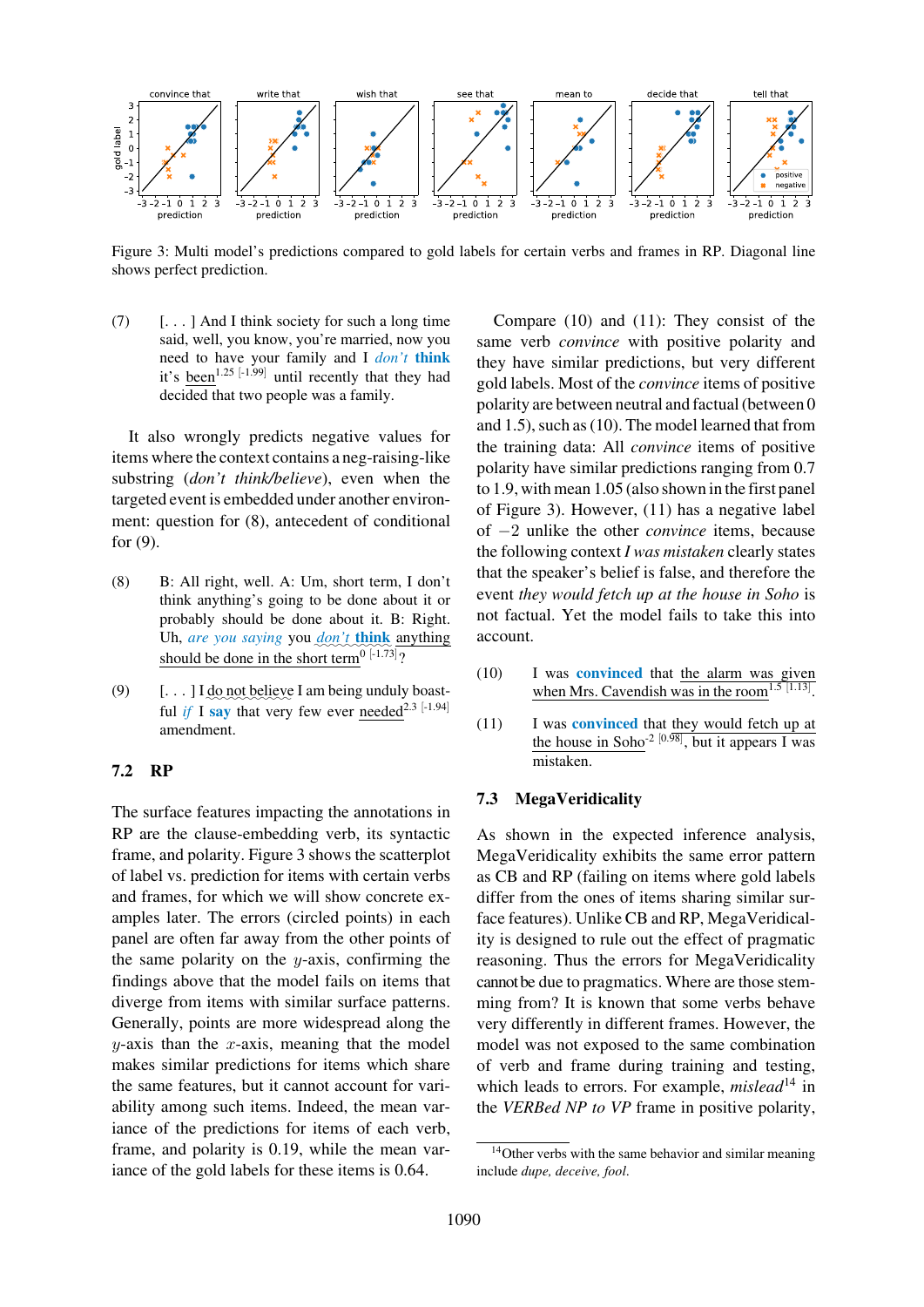Figure 3: Multi model's predictions compared to gold labels for certain verbs and frames in RP. Diagonal line shows perfect prediction.

(7) [. . . ] And I think society for such a long time said, well, you know, you're married, now you need to have your family and I *don't* **think** it's been[1.25 [-1.99]] until recently that they had decided that two people was a family.

It also wrongly predicts negative values for items where the context contains a neg-raising-like substring (*don't think/believe*), even when the targeted event is embedded under another environment: question for (8), antecedent of conditional for (9).

(8) B: All right, well. A: Um, short term, I don't think anything's going to be done about it or probably should be done about it. B: Right. Uh, *are you saying* you *don't* **think** anything should be done in the short term[0 [-1.73]]?

(9) [. . . ] I do not believe I am being unduly boastful *if* I **say** that very few ever needed[2.3 [-1.94]] amendment.

### 7.2 RP

The surface features impacting the annotations in RP are the clause-embedding verb, its syntactic frame, and polarity. Figure 3 shows the scatterplot of label vs. prediction for items with certain verbs and frames, for which we will show concrete examples later. The errors (circled points) in each panel are often far away from the other points of the same polarity on the $y$-axis, confirming the findings above that the model fails on items that diverge from items with similar surface patterns. Generally, points are more widespread along the $y$-axis than the $x$-axis, meaning that the model makes similar predictions for items which share the same features, but it cannot account for variability among such items. Indeed, the mean variance of the predictions for items of each verb, frame, and polarity is 0.19, while the mean variance of the gold labels for these items is 0.64.

Compare (10) and (11): They consist of the same verb *convince* with positive polarity and they have similar predictions, but very different gold labels. Most of the *convince* items of positive polarity are between neutral and factual (between 0 and 1.5), such as (10). The model learned that from the training data: All *convince* items of positive polarity have similar predictions ranging from 0.7 to 1.9, with mean 1.05 (also shown in the first panel of Figure 3). However, (11) has a negative label of $-2$ unlike the other *convince* items, because the following context *I was mistaken* clearly states that the speaker's belief is false, and therefore the event *they would fetch up at the house in Soho* is not factual. Yet the model fails to take this into account.

(10) I was **convinced** that the alarm was given when Mrs. Cavendish was in the room[1.5 [1.13]].

(11) I was **convinced** that they would fetch up at the house in Soho[-2 [0.98]], but it appears I was mistaken.

### 7.3 MegaVeridicality

As shown in the expected inference analysis, MegaVeridicality exhibits the same error pattern as CB and RP (failing on items where gold labels differ from the ones of items sharing similar surface features). Unlike CB and RP, MegaVeridicality is designed to rule out the effect of pragmatic reasoning. Thus the errors for MegaVeridicality cannot be due to pragmatics. Where are those stemming from? It is known that some verbs behave very differently in different frames. However, the model was not exposed to the same combination of verb and frame during training and testing, which leads to errors. For example, *mislead*[14] in the *VERBed NP to VP* frame in positive polarity,

[14] Other verbs with the same behavior and similar meaning include *dupe, deceive, fool*.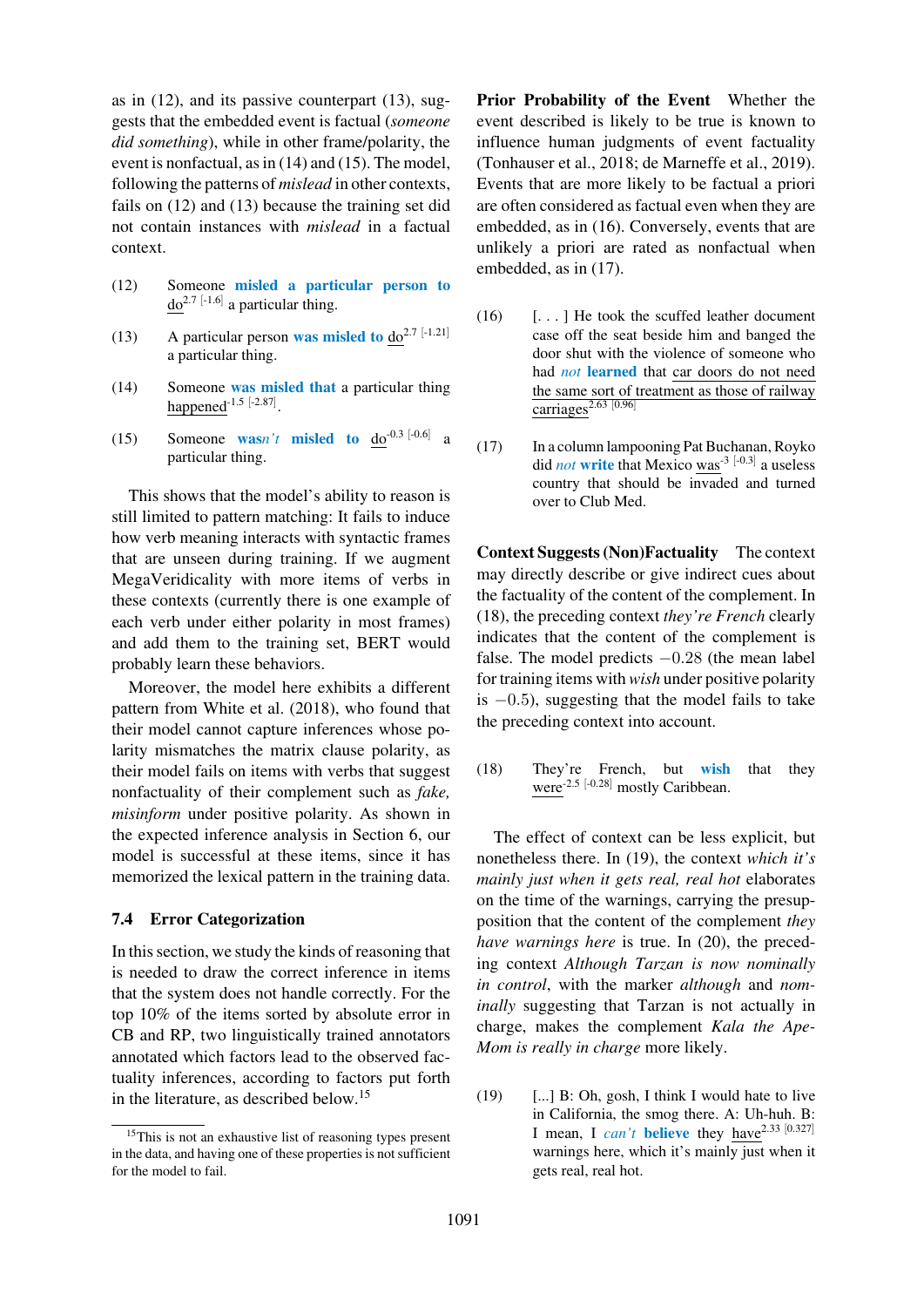as in (12), and its passive counterpart (13), suggests that the embedded event is factual (*someone did something*), while in other frame/polarity, the event is nonfactual, as in (14) and (15). The model, following the patterns of *mislead* in other contexts, fails on (12) and (13) because the training set did not contain instances with *mislead* in a factual context.

(12) Someone **misled a particular person to** do$^{2.7}$ $^{[-1.6]}$ a particular thing.

(13) A particular person **was misled to** do$^{2.7}$ $^{[-1.21]}$ a particular thing.

(14) Someone **was misled that** a particular thing happened$^{-1.5}$ $^{[-2.87]}$.

(15) Someone **was*n't* misled to** do$^{-0.3}$ $^{[-0.6]}$ a particular thing.

This shows that the model's ability to reason is still limited to pattern matching: It fails to induce how verb meaning interacts with syntactic frames that are unseen during training. If we augment MegaVeridicality with more items of verbs in these contexts (currently there is one example of each verb under either polarity in most frames) and add them to the training set, BERT would probably learn these behaviors.

Moreover, the model here exhibits a different pattern from White et al. (2018), who found that their model cannot capture inferences whose polarity mismatches the matrix clause polarity, as their model fails on items with verbs that suggest nonfactuality of their complement such as *fake, misinform* under positive polarity. As shown in the expected inference analysis in Section 6, our model is successful at these items, since it has memorized the lexical pattern in the training data.

### 7.4 Error Categorization

In this section, we study the kinds of reasoning that is needed to draw the correct inference in items that the system does not handle correctly. For the top 10% of the items sorted by absolute error in CB and RP, two linguistically trained annotators annotated which factors lead to the observed factuality inferences, according to factors put forth in the literature, as described below.[15]

[15]This is not an exhaustive list of reasoning types present in the data, and having one of these properties is not sufficient for the model to fail.

**Prior Probability of the Event** Whether the event described is likely to be true is known to influence human judgments of event factuality (Tonhauser et al., 2018; de Marneffe et al., 2019). Events that are more likely to be factual a priori are often considered as factual even when they are embedded, as in (16). Conversely, events that are unlikely a priori are rated as nonfactual when embedded, as in (17).

(16) [. . . ] He took the scuffed leather document case off the seat beside him and banged the door shut with the violence of someone who had *not* **learned** that car doors do not need the same sort of treatment as those of railway carriages$^{2.63}$ $^{[0.96]}$

(17) In a column lampooning Pat Buchanan, Royko did *not* **write** that Mexico was$^{-3}$ $^{[-0.3]}$ a useless country that should be invaded and turned over to Club Med.

**Context Suggests (Non)Factuality** The context may directly describe or give indirect cues about the factuality of the content of the complement. In (18), the preceding context *they're French* clearly indicates that the content of the complement is false. The model predicts $-0.28$ (the mean label for training items with *wish* under positive polarity is $-0.5$), suggesting that the model fails to take the preceding context into account.

(18) They're French, but **wish** that they were$^{-2.5}$ $^{[-0.28]}$ mostly Caribbean.

The effect of context can be less explicit, but nonetheless there. In (19), the context *which it's mainly just when it gets real, real hot* elaborates on the time of the warnings, carrying the presupposition that the content of the complement *they have warnings here* is true. In (20), the preceding context *Although Tarzan is now nominally in control*, with the marker *although* and *nominally* suggesting that Tarzan is not actually in charge, makes the complement *Kala the Ape-Mom is really in charge* more likely.

(19) [...] B: Oh, gosh, I think I would hate to live in California, the smog there. A: Uh-huh. B: I mean, I *can't* **believe** they have$^{2.33}$ $^{[0.327]}$ warnings here, which it's mainly just when it gets real, real hot.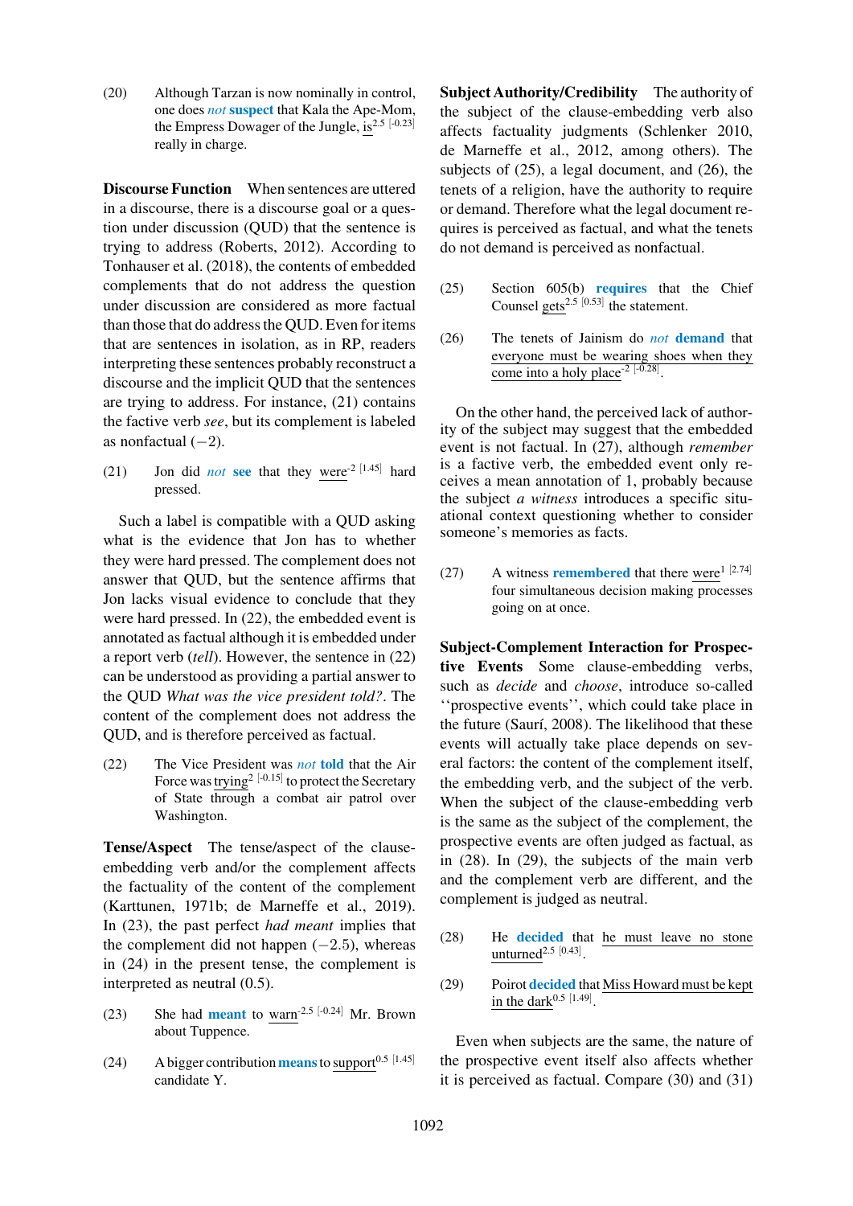(20) Although Tarzan is now nominally in control, one does *not* **suspect** that Kala the Ape-Mom, the Empress Dowager of the Jungle, is$^{2.5}$ [-0.23] really in charge.

**Discourse Function** When sentences are uttered in a discourse, there is a discourse goal or a question under discussion (QUD) that the sentence is trying to address (Roberts, 2012). According to Tonhauser et al. (2018), the contents of embedded complements that do not address the question under discussion are considered as more factual than those that do address the QUD. Even for items that are sentences in isolation, as in RP, readers interpreting these sentences probably reconstruct a discourse and the implicit QUD that the sentences are trying to address. For instance, (21) contains the factive verb *see*, but its complement is labeled as nonfactual (−2).

(21) Jon did *not* **see** that they were$^{-2}$ [1.45] hard pressed.

Such a label is compatible with a QUD asking what is the evidence that Jon has to whether they were hard pressed. The complement does not answer that QUD, but the sentence affirms that Jon lacks visual evidence to conclude that they were hard pressed. In (22), the embedded event is annotated as factual although it is embedded under a report verb (*tell*). However, the sentence in (22) can be understood as providing a partial answer to the QUD *What was the vice president told?*. The content of the complement does not address the QUD, and is therefore perceived as factual.

(22) The Vice President was *not* **told** that the Air Force was trying$^{2}$ [-0.15] to protect the Secretary of State through a combat air patrol over Washington.

**Tense/Aspect** The tense/aspect of the clause-embedding verb and/or the complement affects the factuality of the content of the complement (Karttunen, 1971b; de Marneffe et al., 2019). In (23), the past perfect *had meant* implies that the complement did not happen (−2.5), whereas in (24) in the present tense, the complement is interpreted as neutral (0.5).

(23) She had **meant** to warn$^{-2.5}$ [-0.24] Mr. Brown about Tuppence.

(24) A bigger contribution **means** to support$^{0.5}$ [1.45] candidate Y.

**Subject Authority/Credibility** The authority of the subject of the clause-embedding verb also affects factuality judgments (Schlenker 2010, de Marneffe et al., 2012, among others). The subjects of (25), a legal document, and (26), the tenets of a religion, have the authority to require or demand. Therefore what the legal document requires is perceived as factual, and what the tenets do not demand is perceived as nonfactual.

(25) Section 605(b) **requires** that the Chief Counsel gets$^{2.5}$ [0.53] the statement.

(26) The tenets of Jainism do *not* **demand** that everyone must be wearing shoes when they come into a holy place$^{-2}$ [-0.28].

On the other hand, the perceived lack of authority of the subject may suggest that the embedded event is not factual. In (27), although *remember* is a factive verb, the embedded event only receives a mean annotation of 1, probably because the subject *a witness* introduces a specific situational context questioning whether to consider someone's memories as facts.

(27) A witness **remembered** that there were$^{1}$ [2.74] four simultaneous decision making processes going on at once.

**Subject-Complement Interaction for Prospective Events** Some clause-embedding verbs, such as *decide* and *choose*, introduce so-called "prospective events", which could take place in the future (Saurí, 2008). The likelihood that these events will actually take place depends on several factors: the content of the complement itself, the embedding verb, and the subject of the verb. When the subject of the clause-embedding verb is the same as the subject of the complement, the prospective events are often judged as factual, as in (28). In (29), the subjects of the main verb and the complement verb are different, and the complement is judged as neutral.

(28) He **decided** that he must leave no stone unturned$^{2.5}$ [0.43].

(29) Poirot **decided** that Miss Howard must be kept in the dark$^{0.5}$ [1.49].

Even when subjects are the same, the nature of the prospective event itself also affects whether it is perceived as factual. Compare (30) and (31)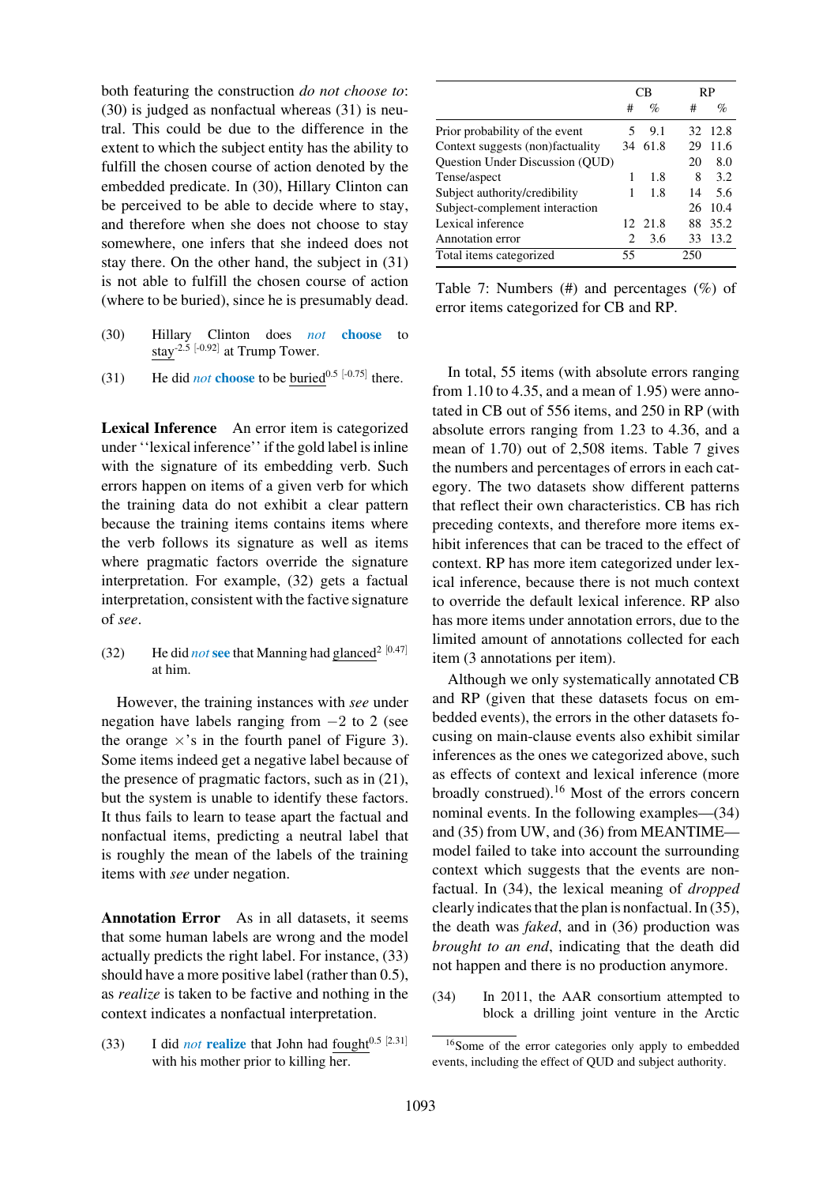both featuring the construction *do not choose to*: (30) is judged as nonfactual whereas (31) is neutral. This could be due to the difference in the extent to which the subject entity has the ability to fulfill the chosen course of action denoted by the embedded predicate. In (30), Hillary Clinton can be perceived to be able to decide where to stay, and therefore when she does not choose to stay somewhere, one infers that she indeed does not stay there. On the other hand, the subject in (31) is not able to fulfill the chosen course of action (where to be buried), since he is presumably dead.

(30) Hillary Clinton does *not* **choose** to stay$^{-2.5}$ $^{[-0.92]}$ at Trump Tower.

(31) He did *not* **choose** to be buried$^{0.5}$ $^{[-0.75]}$ there.

**Lexical Inference** An error item is categorized under ''lexical inference'' if the gold label is inline with the signature of its embedding verb. Such errors happen on items of a given verb for which the training data do not exhibit a clear pattern because the training items contains items where the verb follows its signature as well as items where pragmatic factors override the signature interpretation. For example, (32) gets a factual interpretation, consistent with the factive signature of *see*.

(32) He did *not* **see** that Manning had glanced$^{2}$ $^{[0.47]}$ at him.

However, the training instances with *see* under negation have labels ranging from −2 to 2 (see the orange ×'s in the fourth panel of Figure 3). Some items indeed get a negative label because of the presence of pragmatic factors, such as in (21), but the system is unable to identify these factors. It thus fails to learn to tease apart the factual and nonfactual items, predicting a neutral label that is roughly the mean of the labels of the training items with *see* under negation.

**Annotation Error** As in all datasets, it seems that some human labels are wrong and the model actually predicts the right label. For instance, (33) should have a more positive label (rather than 0.5), as *realize* is taken to be factive and nothing in the context indicates a nonfactual interpretation.

(33) I did *not* **realize** that John had fought$^{0.5}$ $^{[2.31]}$ with his mother prior to killing her.

| | CB | | RP | |
|---|---|---|---|---|
| | # | % | # | % |
| Prior probability of the event | 5 | 9.1 | 32 | 12.8 |
| Context suggests (non)factuality | 34 | 61.8 | 29 | 11.6 |
| Question Under Discussion (QUD) | | | 20 | 8.0 |
| Tense/aspect | 1 | 1.8 | 8 | 3.2 |
| Subject authority/credibility | 1 | 1.8 | 14 | 5.6 |
| Subject-complement interaction | | | 26 | 10.4 |
| Lexical inference | 12 | 21.8 | 88 | 35.2 |
| Annotation error | 2 | 3.6 | 33 | 13.2 |
| Total items categorized | 55 | | 250 | |

Table 7: Numbers (#) and percentages (%) of error items categorized for CB and RP.

In total, 55 items (with absolute errors ranging from 1.10 to 4.35, and a mean of 1.95) were annotated in CB out of 556 items, and 250 in RP (with absolute errors ranging from 1.23 to 4.36, and a mean of 1.70) out of 2,508 items. Table 7 gives the numbers and percentages of errors in each category. The two datasets show different patterns that reflect their own characteristics. CB has rich preceding contexts, and therefore more items exhibit inferences that can be traced to the effect of context. RP has more item categorized under lexical inference, because there is not much context to override the default lexical inference. RP also has more items under annotation errors, due to the limited amount of annotations collected for each item (3 annotations per item).

Although we only systematically annotated CB and RP (given that these datasets focus on embedded events), the errors in the other datasets focusing on main-clause events also exhibit similar inferences as the ones we categorized above, such as effects of context and lexical inference (more broadly construed).[16] Most of the errors concern nominal events. In the following examples—(34) and (35) from UW, and (36) from MEANTIME—model failed to take into account the surrounding context which suggests that the events are nonfactual. In (34), the lexical meaning of *dropped* clearly indicates that the plan is nonfactual. In (35), the death was *faked*, and in (36) production was *brought to an end*, indicating that the death did not happen and there is no production anymore.

(34) In 2011, the AAR consortium attempted to block a drilling joint venture in the Arctic

[16] Some of the error categories only apply to embedded events, including the effect of QUD and subject authority.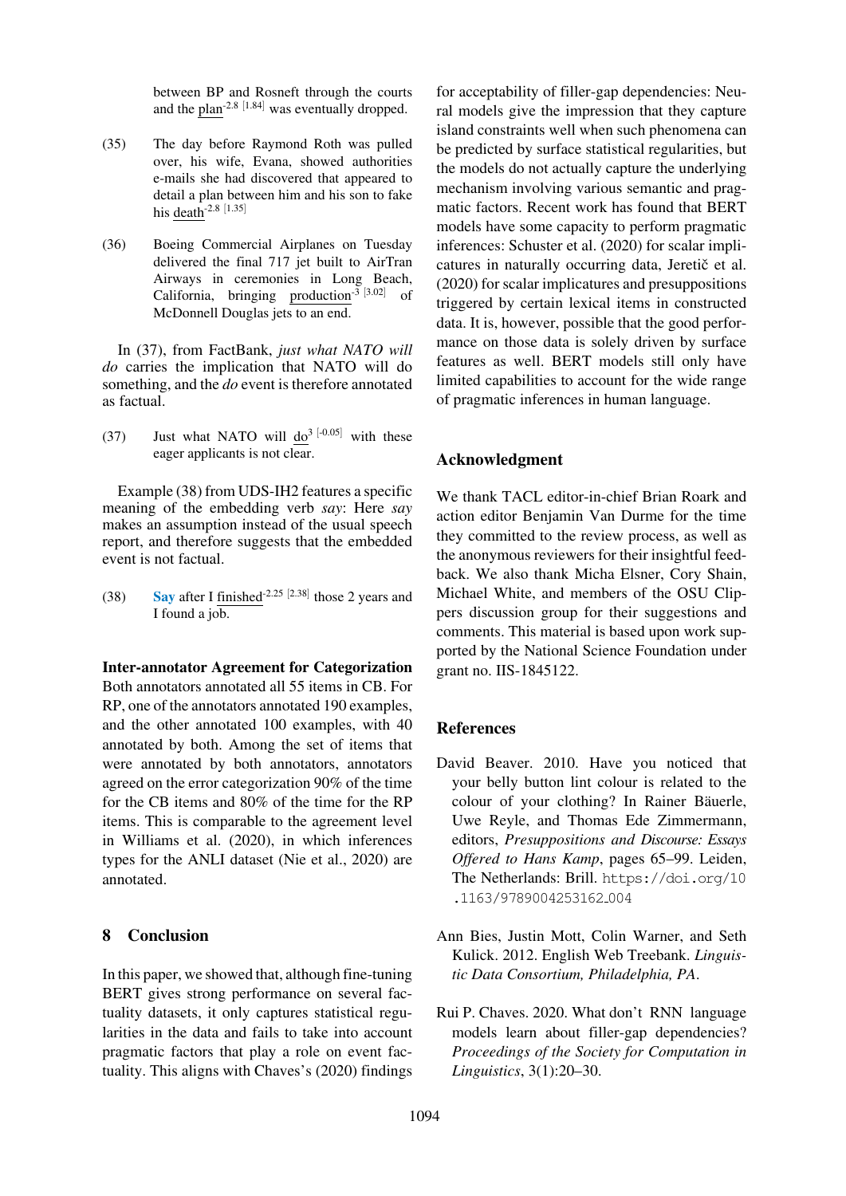between BP and Rosneft through the courts and the plan$^{-2.8}$ [1.84] was eventually dropped.

(35) The day before Raymond Roth was pulled over, his wife, Evana, showed authorities e-mails she had discovered that appeared to detail a plan between him and his son to fake his death$^{-2.8}$ [1.35]

(36) Boeing Commercial Airplanes on Tuesday delivered the final 717 jet built to AirTran Airways in ceremonies in Long Beach, California, bringing production$^{-3}$ [3.02] of McDonnell Douglas jets to an end.

In (37), from FactBank, *just what NATO will do* carries the implication that NATO will do something, and the *do* event is therefore annotated as factual.

(37) Just what NATO will do$^{3}$ [-0.05] with these eager applicants is not clear.

Example (38) from UDS-IH2 features a specific meaning of the embedding verb *say*: Here *say* makes an assumption instead of the usual speech report, and therefore suggests that the embedded event is not factual.

(38) **Say** after I finished$^{-2.25}$ [2.38] those 2 years and I found a job.

**Inter-annotator Agreement for Categorization** Both annotators annotated all 55 items in CB. For RP, one of the annotators annotated 190 examples, and the other annotated 100 examples, with 40 annotated by both. Among the set of items that were annotated by both annotators, annotators agreed on the error categorization 90% of the time for the CB items and 80% of the time for the RP items. This is comparable to the agreement level in Williams et al. (2020), in which inferences types for the ANLI dataset (Nie et al., 2020) are annotated.

## 8 Conclusion

In this paper, we showed that, although fine-tuning BERT gives strong performance on several factuality datasets, it only captures statistical regularities in the data and fails to take into account pragmatic factors that play a role on event factuality. This aligns with Chaves's (2020) findings for acceptability of filler-gap dependencies: Neural models give the impression that they capture island constraints well when such phenomena can be predicted by surface statistical regularities, but the models do not actually capture the underlying mechanism involving various semantic and pragmatic factors. Recent work has found that BERT models have some capacity to perform pragmatic inferences: Schuster et al. (2020) for scalar implicatures in naturally occurring data, Jeretič et al. (2020) for scalar implicatures and presuppositions triggered by certain lexical items in constructed data. It is, however, possible that the good performance on those data is solely driven by surface features as well. BERT models still only have limited capabilities to account for the wide range of pragmatic inferences in human language.

## Acknowledgment

We thank TACL editor-in-chief Brian Roark and action editor Benjamin Van Durme for the time they committed to the review process, as well as the anonymous reviewers for their insightful feedback. We also thank Micha Elsner, Cory Shain, Michael White, and members of the OSU Clippers discussion group for their suggestions and comments. This material is based upon work supported by the National Science Foundation under grant no. IIS-1845122.

## References

David Beaver. 2010. Have you noticed that your belly button lint colour is related to the colour of your clothing? In Rainer Bäuerle, Uwe Reyle, and Thomas Ede Zimmermann, editors, *Presuppositions and Discourse: Essays Offered to Hans Kamp*, pages 65–99. Leiden, The Netherlands: Brill. https://doi.org/10.1163/9789004253162_004

Ann Bies, Justin Mott, Colin Warner, and Seth Kulick. 2012. English Web Treebank. *Linguistic Data Consortium, Philadelphia, PA*.

Rui P. Chaves. 2020. What don't RNN language models learn about filler-gap dependencies? *Proceedings of the Society for Computation in Linguistics*, 3(1):20–30.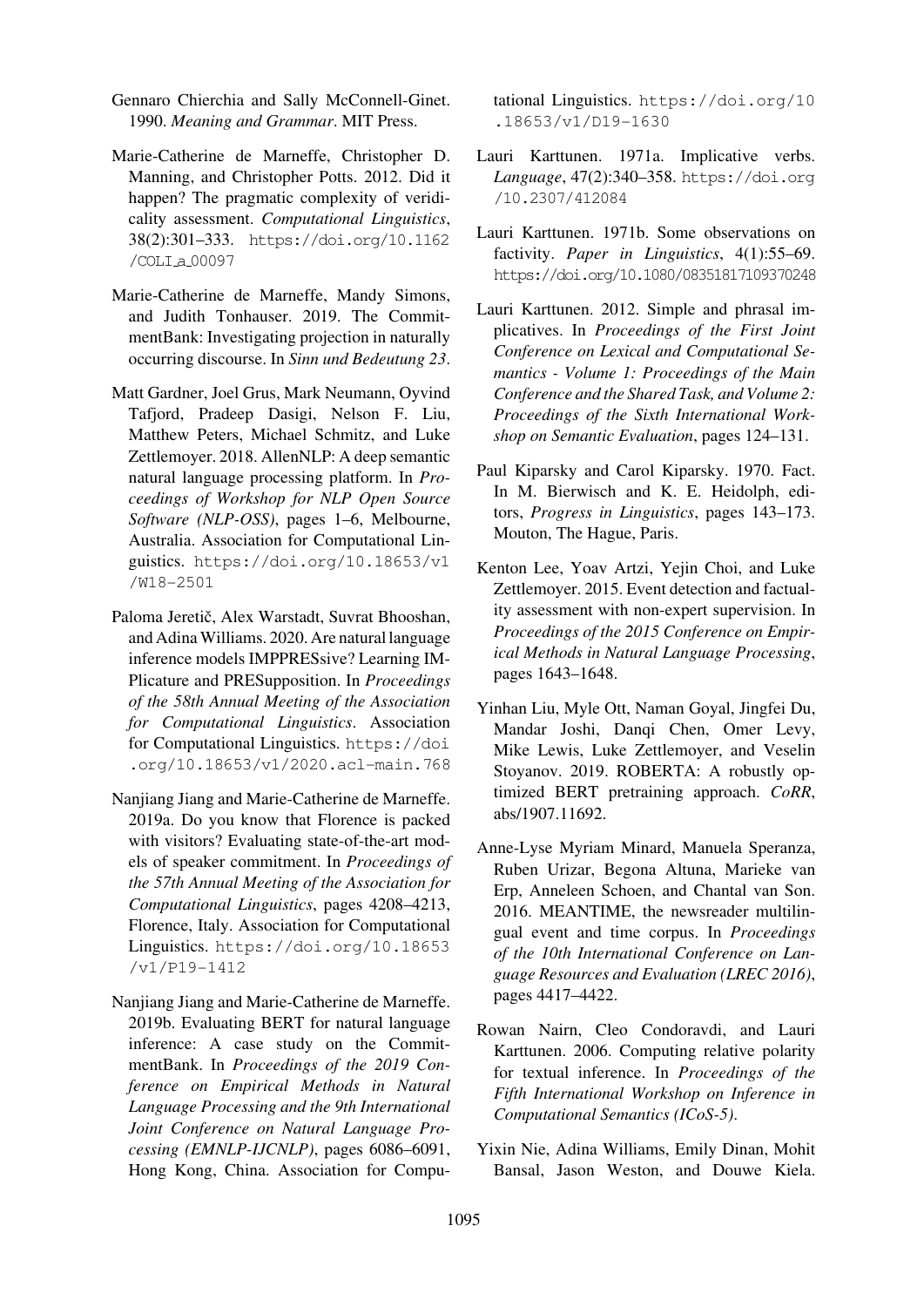Gennaro Chierchia and Sally McConnell-Ginet. 1990. *Meaning and Grammar*. MIT Press.

Marie-Catherine de Marneffe, Christopher D. Manning, and Christopher Potts. 2012. Did it happen? The pragmatic complexity of veridicality assessment. *Computational Linguistics*, 38(2):301–333. https://doi.org/10.1162/COLI_a_00097

Marie-Catherine de Marneffe, Mandy Simons, and Judith Tonhauser. 2019. The CommitmentBank: Investigating projection in naturally occurring discourse. In *Sinn und Bedeutung 23*.

Matt Gardner, Joel Grus, Mark Neumann, Oyvind Tafjord, Pradeep Dasigi, Nelson F. Liu, Matthew Peters, Michael Schmitz, and Luke Zettlemoyer. 2018. AllenNLP: A deep semantic natural language processing platform. In *Proceedings of Workshop for NLP Open Source Software (NLP-OSS)*, pages 1–6, Melbourne, Australia. Association for Computational Linguistics. https://doi.org/10.18653/v1/W18-2501

Paloma Jeretič, Alex Warstadt, Suvrat Bhooshan, and Adina Williams. 2020. Are natural language inference models IMPPRESsive? Learning IMPlicature and PRESupposition. In *Proceedings of the 58th Annual Meeting of the Association for Computational Linguistics*. Association for Computational Linguistics. https://doi.org/10.18653/v1/2020.acl-main.768

Nanjiang Jiang and Marie-Catherine de Marneffe. 2019a. Do you know that Florence is packed with visitors? Evaluating state-of-the-art models of speaker commitment. In *Proceedings of the 57th Annual Meeting of the Association for Computational Linguistics*, pages 4208–4213, Florence, Italy. Association for Computational Linguistics. https://doi.org/10.18653/v1/P19-1412

Nanjiang Jiang and Marie-Catherine de Marneffe. 2019b. Evaluating BERT for natural language inference: A case study on the CommitmentBank. In *Proceedings of the 2019 Conference on Empirical Methods in Natural Language Processing and the 9th International Joint Conference on Natural Language Processing (EMNLP-IJCNLP)*, pages 6086–6091, Hong Kong, China. Association for Computational Linguistics. https://doi.org/10.18653/v1/D19-1630

Lauri Karttunen. 1971a. Implicative verbs. *Language*, 47(2):340–358. https://doi.org/10.2307/412084

Lauri Karttunen. 1971b. Some observations on factivity. *Paper in Linguistics*, 4(1):55–69. https://doi.org/10.1080/08351817109370248

Lauri Karttunen. 2012. Simple and phrasal implicatives. In *Proceedings of the First Joint Conference on Lexical and Computational Semantics - Volume 1: Proceedings of the Main Conference and the Shared Task, and Volume 2: Proceedings of the Sixth International Workshop on Semantic Evaluation*, pages 124–131.

Paul Kiparsky and Carol Kiparsky. 1970. Fact. In M. Bierwisch and K. E. Heidolph, editors, *Progress in Linguistics*, pages 143–173. Mouton, The Hague, Paris.

Kenton Lee, Yoav Artzi, Yejin Choi, and Luke Zettlemoyer. 2015. Event detection and factuality assessment with non-expert supervision. In *Proceedings of the 2015 Conference on Empirical Methods in Natural Language Processing*, pages 1643–1648.

Yinhan Liu, Myle Ott, Naman Goyal, Jingfei Du, Mandar Joshi, Danqi Chen, Omer Levy, Mike Lewis, Luke Zettlemoyer, and Veselin Stoyanov. 2019. ROBERTA: A robustly optimized BERT pretraining approach. *CoRR*, abs/1907.11692.

Anne-Lyse Myriam Minard, Manuela Speranza, Ruben Urizar, Begona Altuna, Marieke van Erp, Anneleen Schoen, and Chantal van Son. 2016. MEANTIME, the newsreader multilingual event and time corpus. In *Proceedings of the 10th International Conference on Language Resources and Evaluation (LREC 2016)*, pages 4417–4422.

Rowan Nairn, Cleo Condoravdi, and Lauri Karttunen. 2006. Computing relative polarity for textual inference. In *Proceedings of the Fifth International Workshop on Inference in Computational Semantics (ICoS-5)*.

Yixin Nie, Adina Williams, Emily Dinan, Mohit Bansal, Jason Weston, and Douwe Kiela.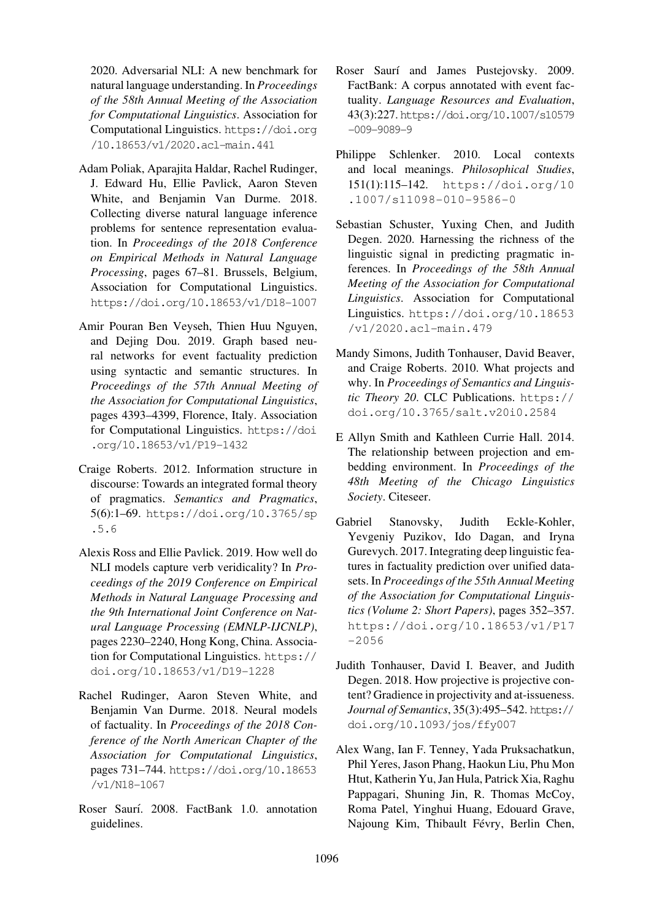2020. Adversarial NLI: A new benchmark for natural language understanding. In *Proceedings of the 58th Annual Meeting of the Association for Computational Linguistics*. Association for Computational Linguistics. https://doi.org/10.18653/v1/2020.acl-main.441

Adam Poliak, Aparajita Haldar, Rachel Rudinger, J. Edward Hu, Ellie Pavlick, Aaron Steven White, and Benjamin Van Durme. 2018. Collecting diverse natural language inference problems for sentence representation evaluation. In *Proceedings of the 2018 Conference on Empirical Methods in Natural Language Processing*, pages 67–81. Brussels, Belgium, Association for Computational Linguistics. https://doi.org/10.18653/v1/D18-1007

Amir Pouran Ben Veyseh, Thien Huu Nguyen, and Dejing Dou. 2019. Graph based neural networks for event factuality prediction using syntactic and semantic structures. In *Proceedings of the 57th Annual Meeting of the Association for Computational Linguistics*, pages 4393–4399, Florence, Italy. Association for Computational Linguistics. https://doi.org/10.18653/v1/P19-1432

Craige Roberts. 2012. Information structure in discourse: Towards an integrated formal theory of pragmatics. *Semantics and Pragmatics*, 5(6):1–69. https://doi.org/10.3765/sp.5.6

Alexis Ross and Ellie Pavlick. 2019. How well do NLI models capture verb veridicality? In *Proceedings of the 2019 Conference on Empirical Methods in Natural Language Processing and the 9th International Joint Conference on Natural Language Processing (EMNLP-IJCNLP)*, pages 2230–2240, Hong Kong, China. Association for Computational Linguistics. https://doi.org/10.18653/v1/D19-1228

Rachel Rudinger, Aaron Steven White, and Benjamin Van Durme. 2018. Neural models of factuality. In *Proceedings of the 2018 Conference of the North American Chapter of the Association for Computational Linguistics*, pages 731–744. https://doi.org/10.18653/v1/N18-1067

Roser Saurí. 2008. FactBank 1.0. annotation guidelines.

Roser Saurí and James Pustejovsky. 2009. FactBank: A corpus annotated with event factuality. *Language Resources and Evaluation*, 43(3):227. https://doi.org/10.1007/s10579-009-9089-9

Philippe Schlenker. 2010. Local contexts and local meanings. *Philosophical Studies*, 151(1):115–142. https://doi.org/10.1007/s11098-010-9586-0

Sebastian Schuster, Yuxing Chen, and Judith Degen. 2020. Harnessing the richness of the linguistic signal in predicting pragmatic inferences. In *Proceedings of the 58th Annual Meeting of the Association for Computational Linguistics*. Association for Computational Linguistics. https://doi.org/10.18653/v1/2020.acl-main.479

Mandy Simons, Judith Tonhauser, David Beaver, and Craige Roberts. 2010. What projects and why. In *Proceedings of Semantics and Linguistic Theory 20*. CLC Publications. https://doi.org/10.3765/salt.v20i0.2584

E Allyn Smith and Kathleen Currie Hall. 2014. The relationship between projection and embedding environment. In *Proceedings of the 48th Meeting of the Chicago Linguistics Society*. Citeseer.

Gabriel Stanovsky, Judith Eckle-Kohler, Yevgeniy Puzikov, Ido Dagan, and Iryna Gurevych. 2017. Integrating deep linguistic features in factuality prediction over unified datasets. In *Proceedings of the 55th Annual Meeting of the Association for Computational Linguistics (Volume 2: Short Papers)*, pages 352–357. https://doi.org/10.18653/v1/P17-2056

Judith Tonhauser, David I. Beaver, and Judith Degen. 2018. How projective is projective content? Gradience in projectivity and at-issueness. *Journal of Semantics*, 35(3):495–542. https://doi.org/10.1093/jos/ffy007

Alex Wang, Ian F. Tenney, Yada Pruksachatkun, Phil Yeres, Jason Phang, Haokun Liu, Phu Mon Htut, Katherin Yu, Jan Hula, Patrick Xia, Raghu Pappagari, Shuning Jin, R. Thomas McCoy, Roma Patel, Yinghui Huang, Edouard Grave, Najoung Kim, Thibault Févry, Berlin Chen,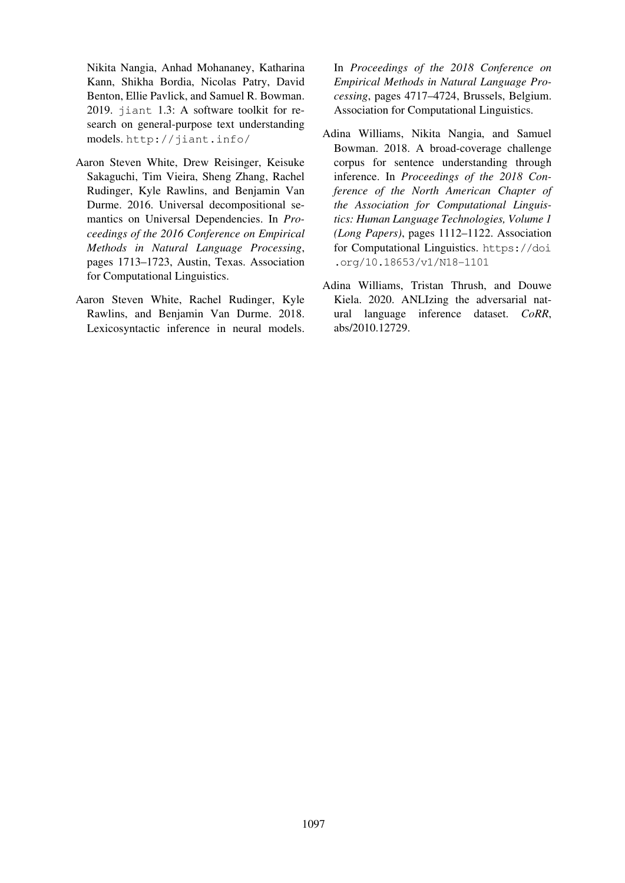Nikita Nangia, Anhad Mohananey, Katharina Kann, Shikha Bordia, Nicolas Patry, David Benton, Ellie Pavlick, and Samuel R. Bowman. 2019. `jiant` 1.3: A software toolkit for research on general-purpose text understanding models. `http://jiant.info/`

Aaron Steven White, Drew Reisinger, Keisuke Sakaguchi, Tim Vieira, Sheng Zhang, Rachel Rudinger, Kyle Rawlins, and Benjamin Van Durme. 2016. Universal decompositional semantics on Universal Dependencies. In *Proceedings of the 2016 Conference on Empirical Methods in Natural Language Processing*, pages 1713–1723, Austin, Texas. Association for Computational Linguistics.

Aaron Steven White, Rachel Rudinger, Kyle Rawlins, and Benjamin Van Durme. 2018. Lexicosyntactic inference in neural models. In *Proceedings of the 2018 Conference on Empirical Methods in Natural Language Processing*, pages 4717–4724, Brussels, Belgium. Association for Computational Linguistics.

Adina Williams, Nikita Nangia, and Samuel Bowman. 2018. A broad-coverage challenge corpus for sentence understanding through inference. In *Proceedings of the 2018 Conference of the North American Chapter of the Association for Computational Linguistics: Human Language Technologies, Volume 1 (Long Papers)*, pages 1112–1122. Association for Computational Linguistics. `https://doi.org/10.18653/v1/N18-1101`

Adina Williams, Tristan Thrush, and Douwe Kiela. 2020. ANLIzing the adversarial natural language inference dataset. *CoRR*, abs/2010.12729.